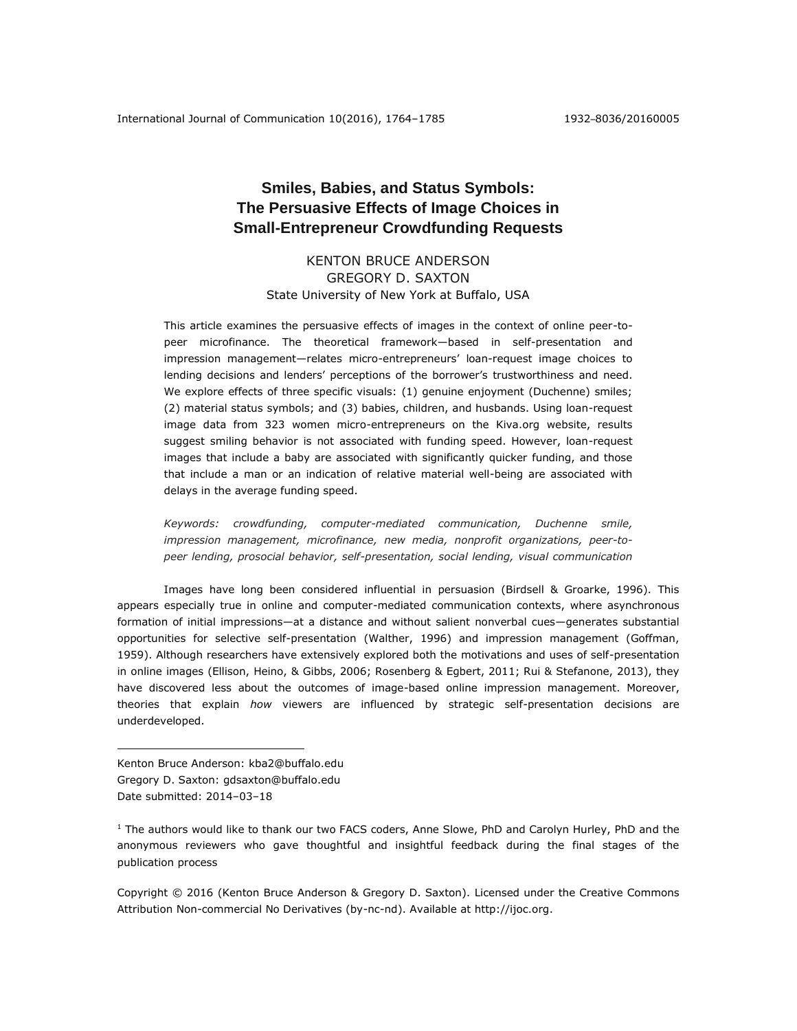# Smiles, Babies, and Status Symbols: The Persuasive Effects of Image Choices in Small-Entrepreneur Crowdfunding Requests

KENTON BRUCE ANDERSON
GREGORY D. SAXTON
State University of New York at Buffalo, USA

This article examines the persuasive effects of images in the context of online peer-to-peer microfinance. The theoretical framework—based in self-presentation and impression management—relates micro-entrepreneurs' loan-request image choices to lending decisions and lenders' perceptions of the borrower's trustworthiness and need. We explore effects of three specific visuals: (1) genuine enjoyment (Duchenne) smiles; (2) material status symbols; and (3) babies, children, and husbands. Using loan-request image data from 323 women micro-entrepreneurs on the Kiva.org website, results suggest smiling behavior is not associated with funding speed. However, loan-request images that include a baby are associated with significantly quicker funding, and those that include a man or an indication of relative material well-being are associated with delays in the average funding speed.

*Keywords: crowdfunding, computer-mediated communication, Duchenne smile, impression management, microfinance, new media, nonprofit organizations, peer-to-peer lending, prosocial behavior, self-presentation, social lending, visual communication*

Images have long been considered influential in persuasion (Birdsell & Groarke, 1996). This appears especially true in online and computer-mediated communication contexts, where asynchronous formation of initial impressions—at a distance and without salient nonverbal cues—generates substantial opportunities for selective self-presentation (Walther, 1996) and impression management (Goffman, 1959). Although researchers have extensively explored both the motivations and uses of self-presentation in online images (Ellison, Heino, & Gibbs, 2006; Rosenberg & Egbert, 2011; Rui & Stefanone, 2013), they have discovered less about the outcomes of image-based online impression management. Moreover, theories that explain *how* viewers are influenced by strategic self-presentation decisions are underdeveloped.

---

Kenton Bruce Anderson: kba2@buffalo.edu
Gregory D. Saxton: gdsaxton@buffalo.edu
Date submitted: 2014–03–18

[1] The authors would like to thank our two FACS coders, Anne Slowe, PhD and Carolyn Hurley, PhD and the anonymous reviewers who gave thoughtful and insightful feedback during the final stages of the publication process

Copyright © 2016 (Kenton Bruce Anderson & Gregory D. Saxton). Licensed under the Creative Commons Attribution Non-commercial No Derivatives (by-nc-nd). Available at http://ijoc.org.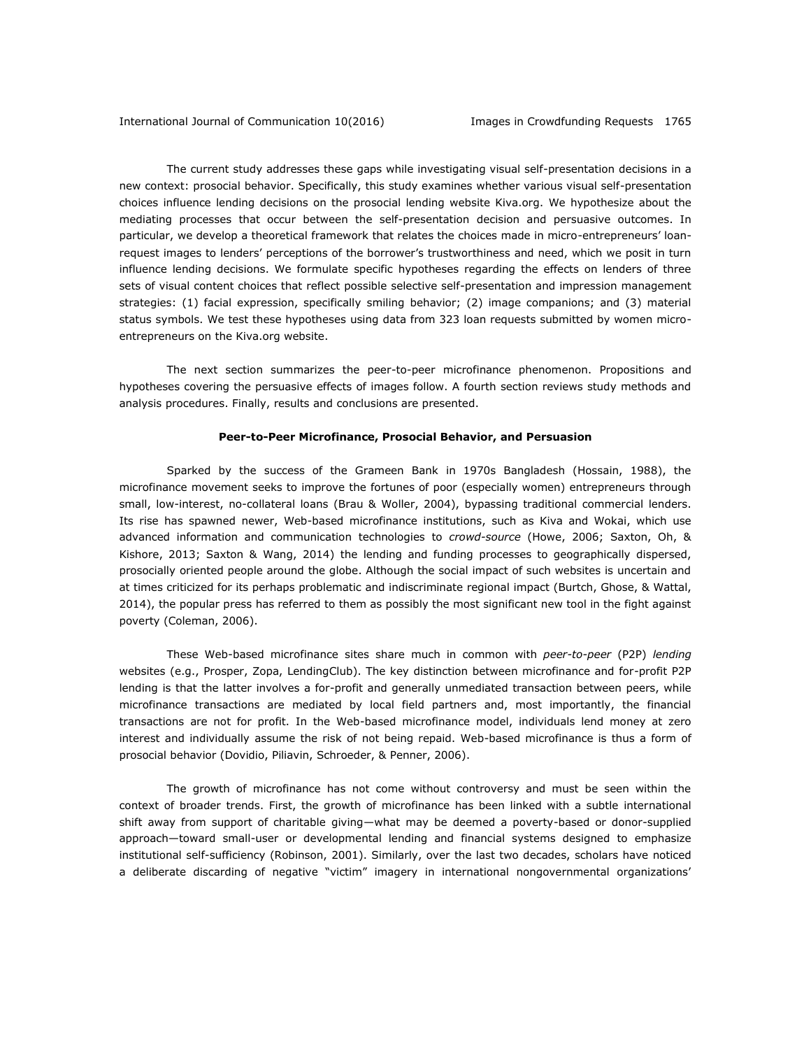The current study addresses these gaps while investigating visual self-presentation decisions in a new context: prosocial behavior. Specifically, this study examines whether various visual self-presentation choices influence lending decisions on the prosocial lending website Kiva.org. We hypothesize about the mediating processes that occur between the self-presentation decision and persuasive outcomes. In particular, we develop a theoretical framework that relates the choices made in micro-entrepreneurs' loan-request images to lenders' perceptions of the borrower's trustworthiness and need, which we posit in turn influence lending decisions. We formulate specific hypotheses regarding the effects on lenders of three sets of visual content choices that reflect possible selective self-presentation and impression management strategies: (1) facial expression, specifically smiling behavior; (2) image companions; and (3) material status symbols. We test these hypotheses using data from 323 loan requests submitted by women micro-entrepreneurs on the Kiva.org website.

The next section summarizes the peer-to-peer microfinance phenomenon. Propositions and hypotheses covering the persuasive effects of images follow. A fourth section reviews study methods and analysis procedures. Finally, results and conclusions are presented.

## Peer-to-Peer Microfinance, Prosocial Behavior, and Persuasion

Sparked by the success of the Grameen Bank in 1970s Bangladesh (Hossain, 1988), the microfinance movement seeks to improve the fortunes of poor (especially women) entrepreneurs through small, low-interest, no-collateral loans (Brau & Woller, 2004), bypassing traditional commercial lenders. Its rise has spawned newer, Web-based microfinance institutions, such as Kiva and Wokai, which use advanced information and communication technologies to *crowd-source* (Howe, 2006; Saxton, Oh, & Kishore, 2013; Saxton & Wang, 2014) the lending and funding processes to geographically dispersed, prosocially oriented people around the globe. Although the social impact of such websites is uncertain and at times criticized for its perhaps problematic and indiscriminate regional impact (Burtch, Ghose, & Wattal, 2014), the popular press has referred to them as possibly the most significant new tool in the fight against poverty (Coleman, 2006).

These Web-based microfinance sites share much in common with *peer-to-peer* (P2P) *lending* websites (e.g., Prosper, Zopa, LendingClub). The key distinction between microfinance and for-profit P2P lending is that the latter involves a for-profit and generally unmediated transaction between peers, while microfinance transactions are mediated by local field partners and, most importantly, the financial transactions are not for profit. In the Web-based microfinance model, individuals lend money at zero interest and individually assume the risk of not being repaid. Web-based microfinance is thus a form of prosocial behavior (Dovidio, Piliavin, Schroeder, & Penner, 2006).

The growth of microfinance has not come without controversy and must be seen within the context of broader trends. First, the growth of microfinance has been linked with a subtle international shift away from support of charitable giving—what may be deemed a poverty-based or donor-supplied approach—toward small-user or developmental lending and financial systems designed to emphasize institutional self-sufficiency (Robinson, 2001). Similarly, over the last two decades, scholars have noticed a deliberate discarding of negative "victim" imagery in international nongovernmental organizations'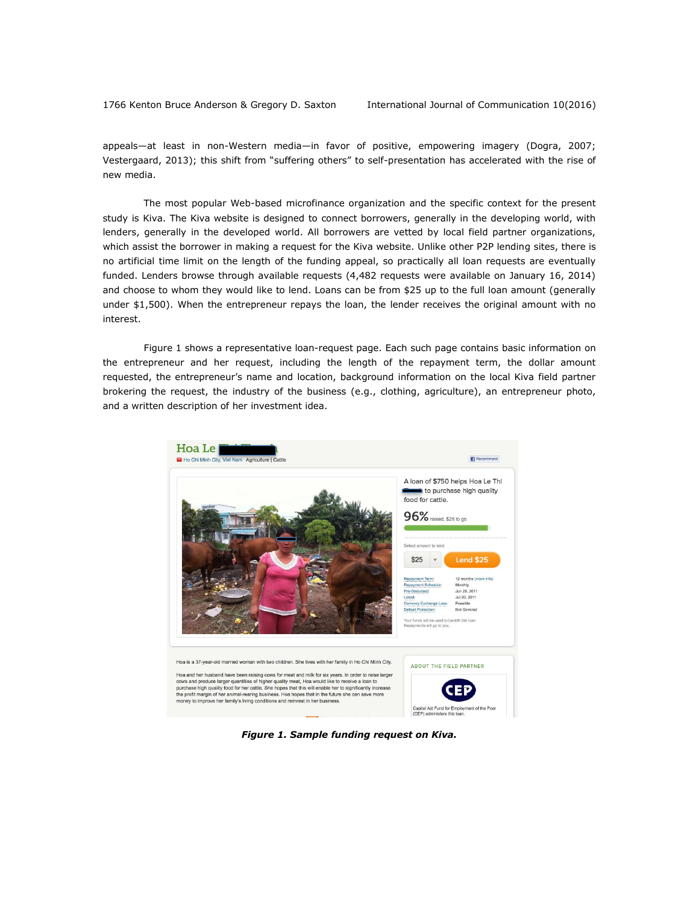appeals—at least in non-Western media—in favor of positive, empowering imagery (Dogra, 2007; Vestergaard, 2013); this shift from "suffering others" to self-presentation has accelerated with the rise of new media.

The most popular Web-based microfinance organization and the specific context for the present study is Kiva. The Kiva website is designed to connect borrowers, generally in the developing world, with lenders, generally in the developed world. All borrowers are vetted by local field partner organizations, which assist the borrower in making a request for the Kiva website. Unlike other P2P lending sites, there is no artificial time limit on the length of the funding appeal, so practically all loan requests are eventually funded. Lenders browse through available requests (4,482 requests were available on January 16, 2014) and choose to whom they would like to lend. Loans can be from $25 up to the full loan amount (generally under $1,500). When the entrepreneur repays the loan, the lender receives the original amount with no interest.

Figure 1 shows a representative loan-request page. Each such page contains basic information on the entrepreneur and her request, including the length of the repayment term, the dollar amount requested, the entrepreneur's name and location, background information on the local Kiva field partner brokering the request, the industry of the business (e.g., clothing, agriculture), an entrepreneur photo, and a written description of her investment idea.

***Figure 1. Sample funding request on Kiva.***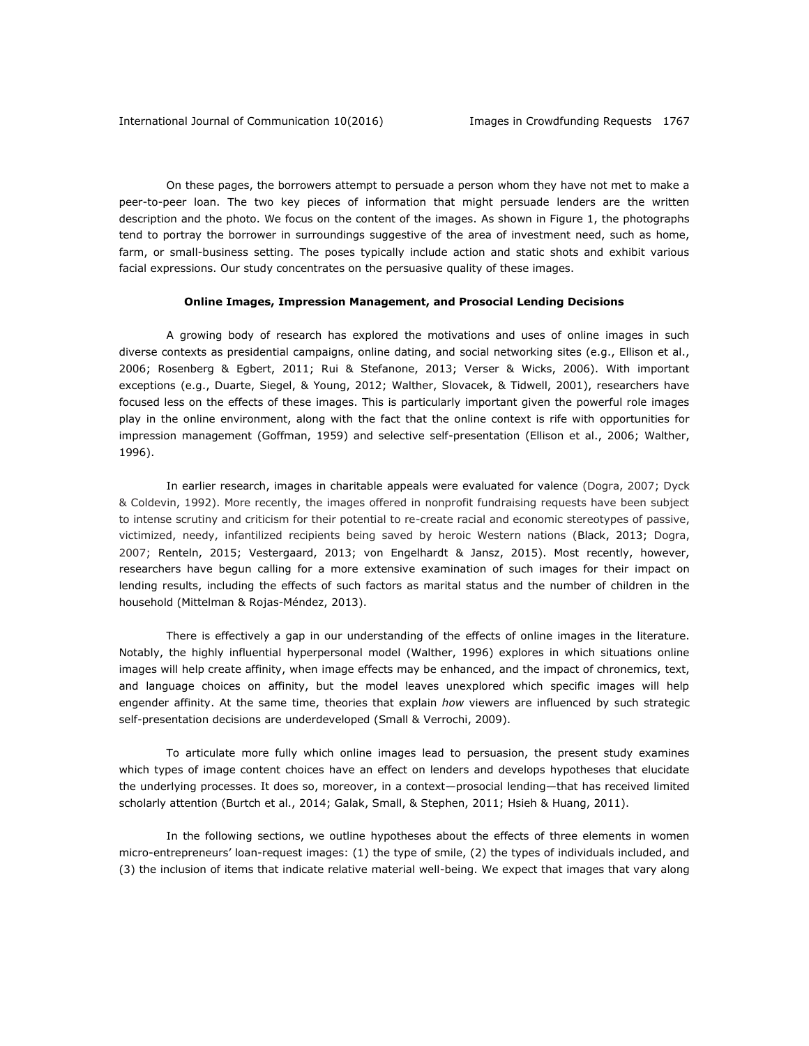On these pages, the borrowers attempt to persuade a person whom they have not met to make a peer-to-peer loan. The two key pieces of information that might persuade lenders are the written description and the photo. We focus on the content of the images. As shown in Figure 1, the photographs tend to portray the borrower in surroundings suggestive of the area of investment need, such as home, farm, or small-business setting. The poses typically include action and static shots and exhibit various facial expressions. Our study concentrates on the persuasive quality of these images.

## Online Images, Impression Management, and Prosocial Lending Decisions

A growing body of research has explored the motivations and uses of online images in such diverse contexts as presidential campaigns, online dating, and social networking sites (e.g., Ellison et al., 2006; Rosenberg & Egbert, 2011; Rui & Stefanone, 2013; Verser & Wicks, 2006). With important exceptions (e.g., Duarte, Siegel, & Young, 2012; Walther, Slovacek, & Tidwell, 2001), researchers have focused less on the effects of these images. This is particularly important given the powerful role images play in the online environment, along with the fact that the online context is rife with opportunities for impression management (Goffman, 1959) and selective self-presentation (Ellison et al., 2006; Walther, 1996).

In earlier research, images in charitable appeals were evaluated for valence (Dogra, 2007; Dyck & Coldevin, 1992). More recently, the images offered in nonprofit fundraising requests have been subject to intense scrutiny and criticism for their potential to re-create racial and economic stereotypes of passive, victimized, needy, infantilized recipients being saved by heroic Western nations (Black, 2013; Dogra, 2007; Renteln, 2015; Vestergaard, 2013; von Engelhardt & Jansz, 2015). Most recently, however, researchers have begun calling for a more extensive examination of such images for their impact on lending results, including the effects of such factors as marital status and the number of children in the household (Mittelman & Rojas-Méndez, 2013).

There is effectively a gap in our understanding of the effects of online images in the literature. Notably, the highly influential hyperpersonal model (Walther, 1996) explores in which situations online images will help create affinity, when image effects may be enhanced, and the impact of chronemics, text, and language choices on affinity, but the model leaves unexplored which specific images will help engender affinity. At the same time, theories that explain *how* viewers are influenced by such strategic self-presentation decisions are underdeveloped (Small & Verrochi, 2009).

To articulate more fully which online images lead to persuasion, the present study examines which types of image content choices have an effect on lenders and develops hypotheses that elucidate the underlying processes. It does so, moreover, in a context—prosocial lending—that has received limited scholarly attention (Burtch et al., 2014; Galak, Small, & Stephen, 2011; Hsieh & Huang, 2011).

In the following sections, we outline hypotheses about the effects of three elements in women micro-entrepreneurs' loan-request images: (1) the type of smile, (2) the types of individuals included, and (3) the inclusion of items that indicate relative material well-being. We expect that images that vary along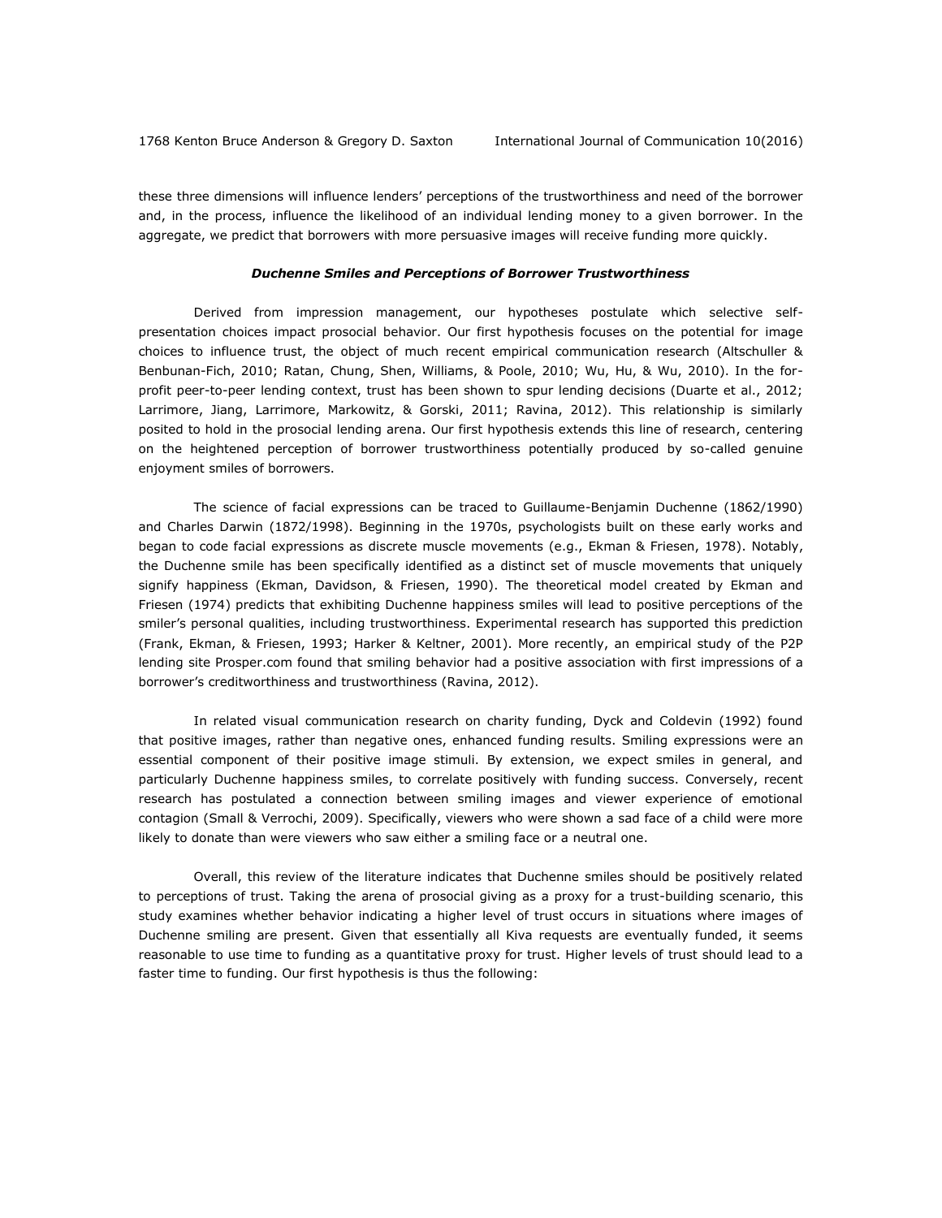these three dimensions will influence lenders' perceptions of the trustworthiness and need of the borrower and, in the process, influence the likelihood of an individual lending money to a given borrower. In the aggregate, we predict that borrowers with more persuasive images will receive funding more quickly.

### *Duchenne Smiles and Perceptions of Borrower Trustworthiness*

Derived from impression management, our hypotheses postulate which selective self-presentation choices impact prosocial behavior. Our first hypothesis focuses on the potential for image choices to influence trust, the object of much recent empirical communication research (Altschuller & Benbunan-Fich, 2010; Ratan, Chung, Shen, Williams, & Poole, 2010; Wu, Hu, & Wu, 2010). In the for-profit peer-to-peer lending context, trust has been shown to spur lending decisions (Duarte et al., 2012; Larrimore, Jiang, Larrimore, Markowitz, & Gorski, 2011; Ravina, 2012). This relationship is similarly posited to hold in the prosocial lending arena. Our first hypothesis extends this line of research, centering on the heightened perception of borrower trustworthiness potentially produced by so-called genuine enjoyment smiles of borrowers.

The science of facial expressions can be traced to Guillaume-Benjamin Duchenne (1862/1990) and Charles Darwin (1872/1998). Beginning in the 1970s, psychologists built on these early works and began to code facial expressions as discrete muscle movements (e.g., Ekman & Friesen, 1978). Notably, the Duchenne smile has been specifically identified as a distinct set of muscle movements that uniquely signify happiness (Ekman, Davidson, & Friesen, 1990). The theoretical model created by Ekman and Friesen (1974) predicts that exhibiting Duchenne happiness smiles will lead to positive perceptions of the smiler's personal qualities, including trustworthiness. Experimental research has supported this prediction (Frank, Ekman, & Friesen, 1993; Harker & Keltner, 2001). More recently, an empirical study of the P2P lending site Prosper.com found that smiling behavior had a positive association with first impressions of a borrower's creditworthiness and trustworthiness (Ravina, 2012).

In related visual communication research on charity funding, Dyck and Coldevin (1992) found that positive images, rather than negative ones, enhanced funding results. Smiling expressions were an essential component of their positive image stimuli. By extension, we expect smiles in general, and particularly Duchenne happiness smiles, to correlate positively with funding success. Conversely, recent research has postulated a connection between smiling images and viewer experience of emotional contagion (Small & Verrochi, 2009). Specifically, viewers who were shown a sad face of a child were more likely to donate than were viewers who saw either a smiling face or a neutral one.

Overall, this review of the literature indicates that Duchenne smiles should be positively related to perceptions of trust. Taking the arena of prosocial giving as a proxy for a trust-building scenario, this study examines whether behavior indicating a higher level of trust occurs in situations where images of Duchenne smiling are present. Given that essentially all Kiva requests are eventually funded, it seems reasonable to use time to funding as a quantitative proxy for trust. Higher levels of trust should lead to a faster time to funding. Our first hypothesis is thus the following: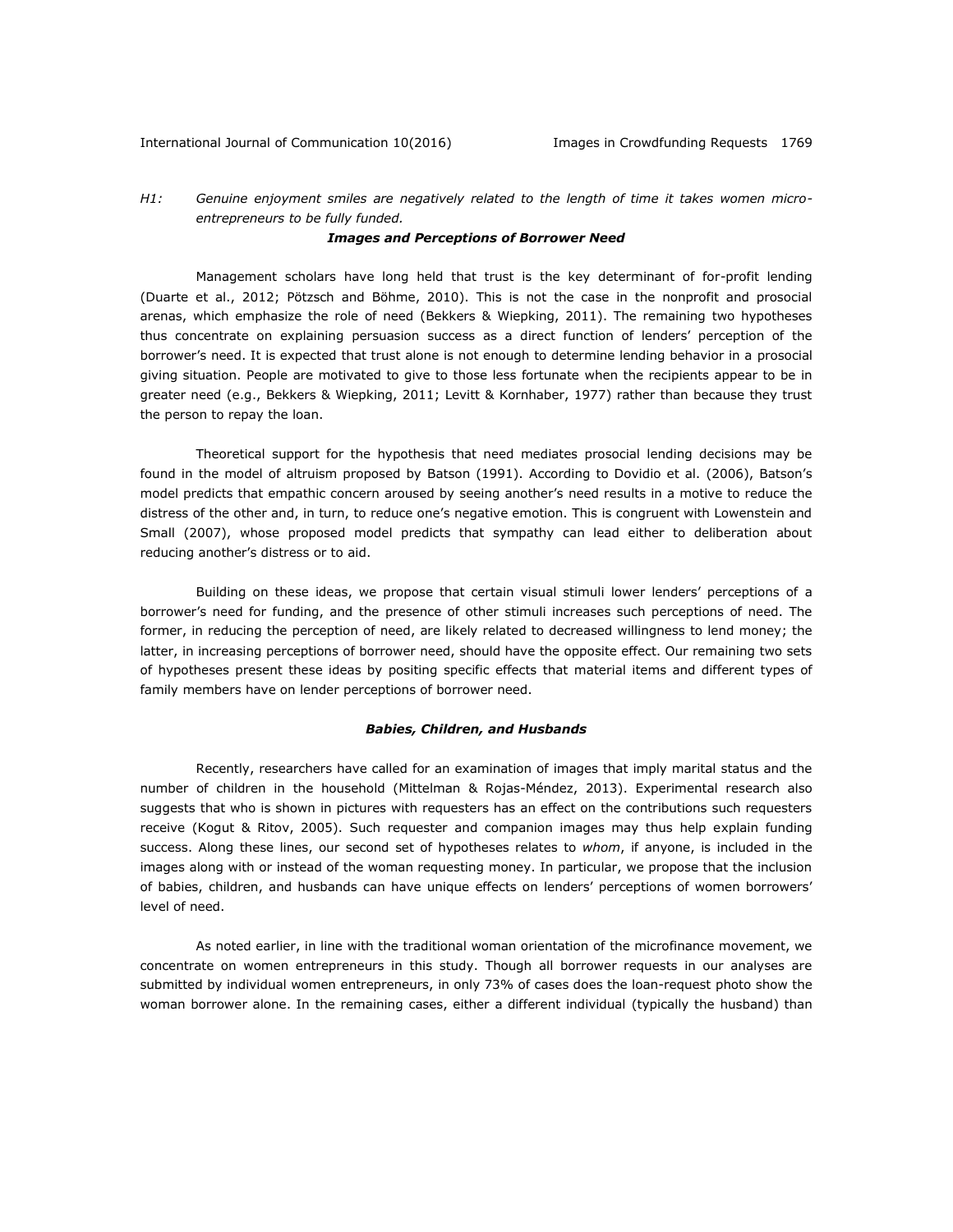*H1: Genuine enjoyment smiles are negatively related to the length of time it takes women micro-entrepreneurs to be fully funded.*

### *Images and Perceptions of Borrower Need*

Management scholars have long held that trust is the key determinant of for-profit lending (Duarte et al., 2012; Pötzsch and Böhme, 2010). This is not the case in the nonprofit and prosocial arenas, which emphasize the role of need (Bekkers & Wiepking, 2011). The remaining two hypotheses thus concentrate on explaining persuasion success as a direct function of lenders' perception of the borrower's need. It is expected that trust alone is not enough to determine lending behavior in a prosocial giving situation. People are motivated to give to those less fortunate when the recipients appear to be in greater need (e.g., Bekkers & Wiepking, 2011; Levitt & Kornhaber, 1977) rather than because they trust the person to repay the loan.

Theoretical support for the hypothesis that need mediates prosocial lending decisions may be found in the model of altruism proposed by Batson (1991). According to Dovidio et al. (2006), Batson's model predicts that empathic concern aroused by seeing another's need results in a motive to reduce the distress of the other and, in turn, to reduce one's negative emotion. This is congruent with Lowenstein and Small (2007), whose proposed model predicts that sympathy can lead either to deliberation about reducing another's distress or to aid.

Building on these ideas, we propose that certain visual stimuli lower lenders' perceptions of a borrower's need for funding, and the presence of other stimuli increases such perceptions of need. The former, in reducing the perception of need, are likely related to decreased willingness to lend money; the latter, in increasing perceptions of borrower need, should have the opposite effect. Our remaining two sets of hypotheses present these ideas by positing specific effects that material items and different types of family members have on lender perceptions of borrower need.

### *Babies, Children, and Husbands*

Recently, researchers have called for an examination of images that imply marital status and the number of children in the household (Mittelman & Rojas-Méndez, 2013). Experimental research also suggests that who is shown in pictures with requesters has an effect on the contributions such requesters receive (Kogut & Ritov, 2005). Such requester and companion images may thus help explain funding success. Along these lines, our second set of hypotheses relates to *whom*, if anyone, is included in the images along with or instead of the woman requesting money. In particular, we propose that the inclusion of babies, children, and husbands can have unique effects on lenders' perceptions of women borrowers' level of need.

As noted earlier, in line with the traditional woman orientation of the microfinance movement, we concentrate on women entrepreneurs in this study. Though all borrower requests in our analyses are submitted by individual women entrepreneurs, in only 73% of cases does the loan-request photo show the woman borrower alone. In the remaining cases, either a different individual (typically the husband) than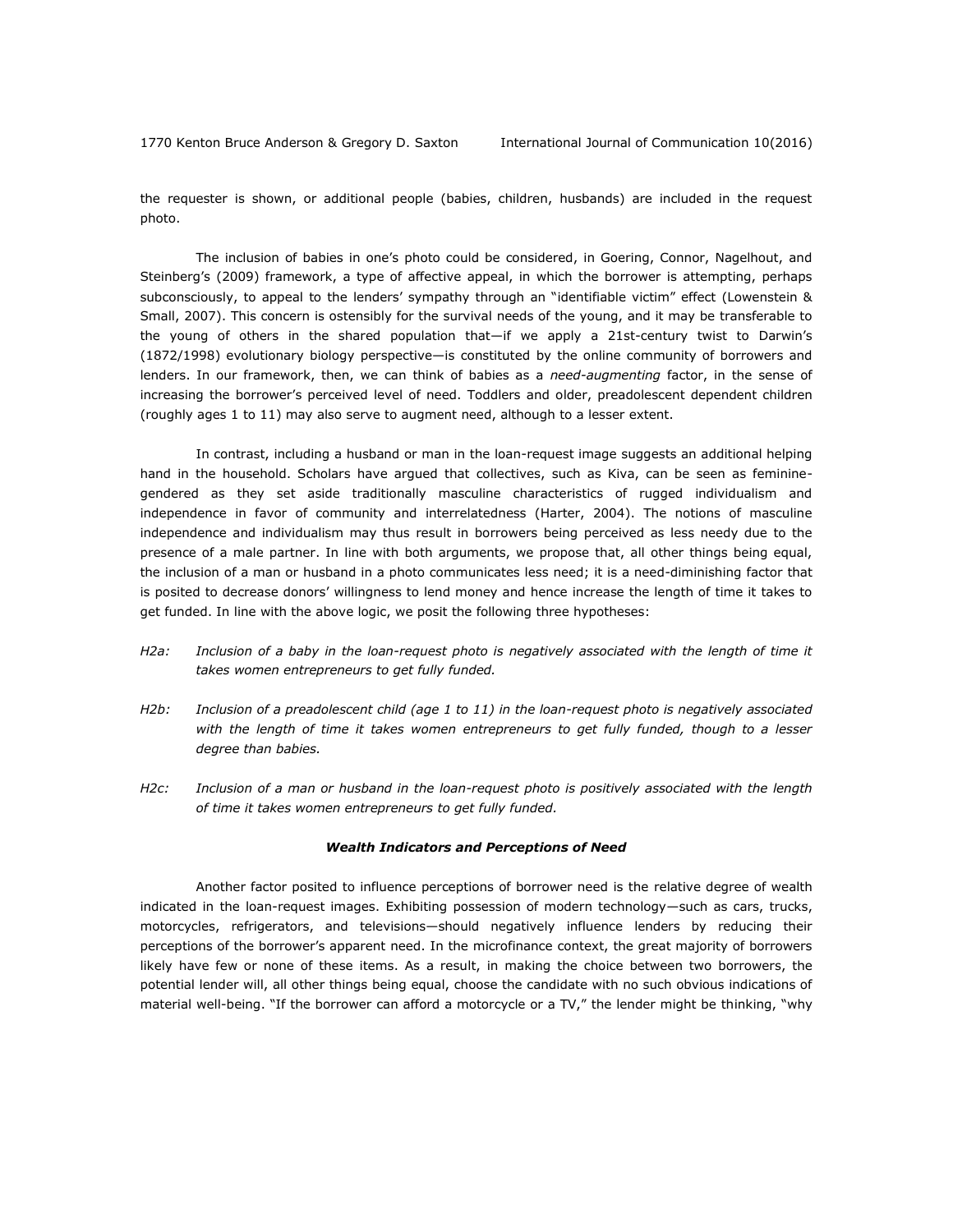the requester is shown, or additional people (babies, children, husbands) are included in the request photo.

The inclusion of babies in one's photo could be considered, in Goering, Connor, Nagelhout, and Steinberg's (2009) framework, a type of affective appeal, in which the borrower is attempting, perhaps subconsciously, to appeal to the lenders' sympathy through an "identifiable victim" effect (Lowenstein & Small, 2007). This concern is ostensibly for the survival needs of the young, and it may be transferable to the young of others in the shared population that—if we apply a 21st-century twist to Darwin's (1872/1998) evolutionary biology perspective—is constituted by the online community of borrowers and lenders. In our framework, then, we can think of babies as a *need-augmenting* factor, in the sense of increasing the borrower's perceived level of need. Toddlers and older, preadolescent dependent children (roughly ages 1 to 11) may also serve to augment need, although to a lesser extent.

In contrast, including a husband or man in the loan-request image suggests an additional helping hand in the household. Scholars have argued that collectives, such as Kiva, can be seen as feminine-gendered as they set aside traditionally masculine characteristics of rugged individualism and independence in favor of community and interrelatedness (Harter, 2004). The notions of masculine independence and individualism may thus result in borrowers being perceived as less needy due to the presence of a male partner. In line with both arguments, we propose that, all other things being equal, the inclusion of a man or husband in a photo communicates less need; it is a need-diminishing factor that is posited to decrease donors' willingness to lend money and hence increase the length of time it takes to get funded. In line with the above logic, we posit the following three hypotheses:

*H2a: Inclusion of a baby in the loan-request photo is negatively associated with the length of time it takes women entrepreneurs to get fully funded.*

*H2b: Inclusion of a preadolescent child (age 1 to 11) in the loan-request photo is negatively associated with the length of time it takes women entrepreneurs to get fully funded, though to a lesser degree than babies.*

*H2c: Inclusion of a man or husband in the loan-request photo is positively associated with the length of time it takes women entrepreneurs to get fully funded.*

### ***Wealth Indicators and Perceptions of Need***

Another factor posited to influence perceptions of borrower need is the relative degree of wealth indicated in the loan-request images. Exhibiting possession of modern technology—such as cars, trucks, motorcycles, refrigerators, and televisions—should negatively influence lenders by reducing their perceptions of the borrower's apparent need. In the microfinance context, the great majority of borrowers likely have few or none of these items. As a result, in making the choice between two borrowers, the potential lender will, all other things being equal, choose the candidate with no such obvious indications of material well-being. "If the borrower can afford a motorcycle or a TV," the lender might be thinking, "why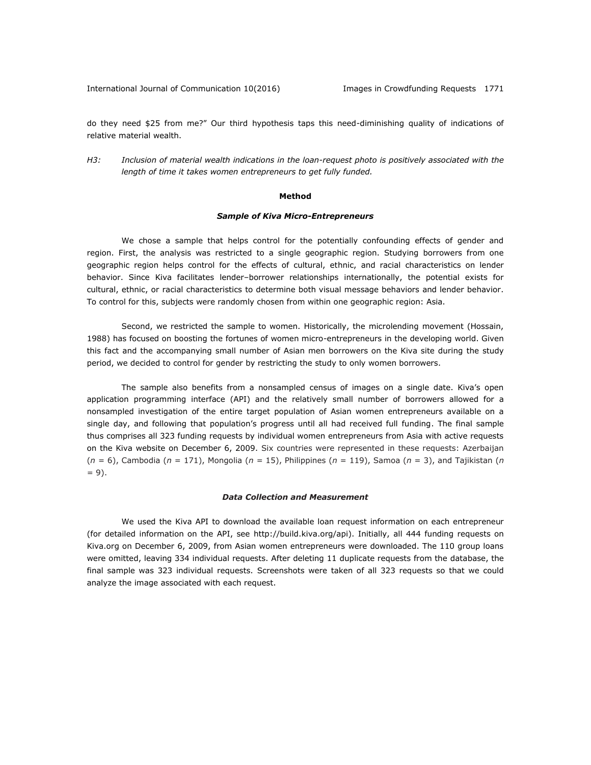do they need $25 from me?" Our third hypothesis taps this need-diminishing quality of indications of relative material wealth.

*H3:* *Inclusion of material wealth indications in the loan-request photo is positively associated with the length of time it takes women entrepreneurs to get fully funded.*

## Method

### *Sample of Kiva Micro-Entrepreneurs*

We chose a sample that helps control for the potentially confounding effects of gender and region. First, the analysis was restricted to a single geographic region. Studying borrowers from one geographic region helps control for the effects of cultural, ethnic, and racial characteristics on lender behavior. Since Kiva facilitates lender–borrower relationships internationally, the potential exists for cultural, ethnic, or racial characteristics to determine both visual message behaviors and lender behavior. To control for this, subjects were randomly chosen from within one geographic region: Asia.

Second, we restricted the sample to women. Historically, the microlending movement (Hossain, 1988) has focused on boosting the fortunes of women micro-entrepreneurs in the developing world. Given this fact and the accompanying small number of Asian men borrowers on the Kiva site during the study period, we decided to control for gender by restricting the study to only women borrowers.

The sample also benefits from a nonsampled census of images on a single date. Kiva's open application programming interface (API) and the relatively small number of borrowers allowed for a nonsampled investigation of the entire target population of Asian women entrepreneurs available on a single day, and following that population's progress until all had received full funding. The final sample thus comprises all 323 funding requests by individual women entrepreneurs from Asia with active requests on the Kiva website on December 6, 2009. Six countries were represented in these requests: Azerbaijan ($n$ = 6), Cambodia ($n$ = 171), Mongolia ($n$ = 15), Philippines ($n$ = 119), Samoa ($n$ = 3), and Tajikistan ($n$ = 9).

### *Data Collection and Measurement*

We used the Kiva API to download the available loan request information on each entrepreneur (for detailed information on the API, see http://build.kiva.org/api). Initially, all 444 funding requests on Kiva.org on December 6, 2009, from Asian women entrepreneurs were downloaded. The 110 group loans were omitted, leaving 334 individual requests. After deleting 11 duplicate requests from the database, the final sample was 323 individual requests. Screenshots were taken of all 323 requests so that we could analyze the image associated with each request.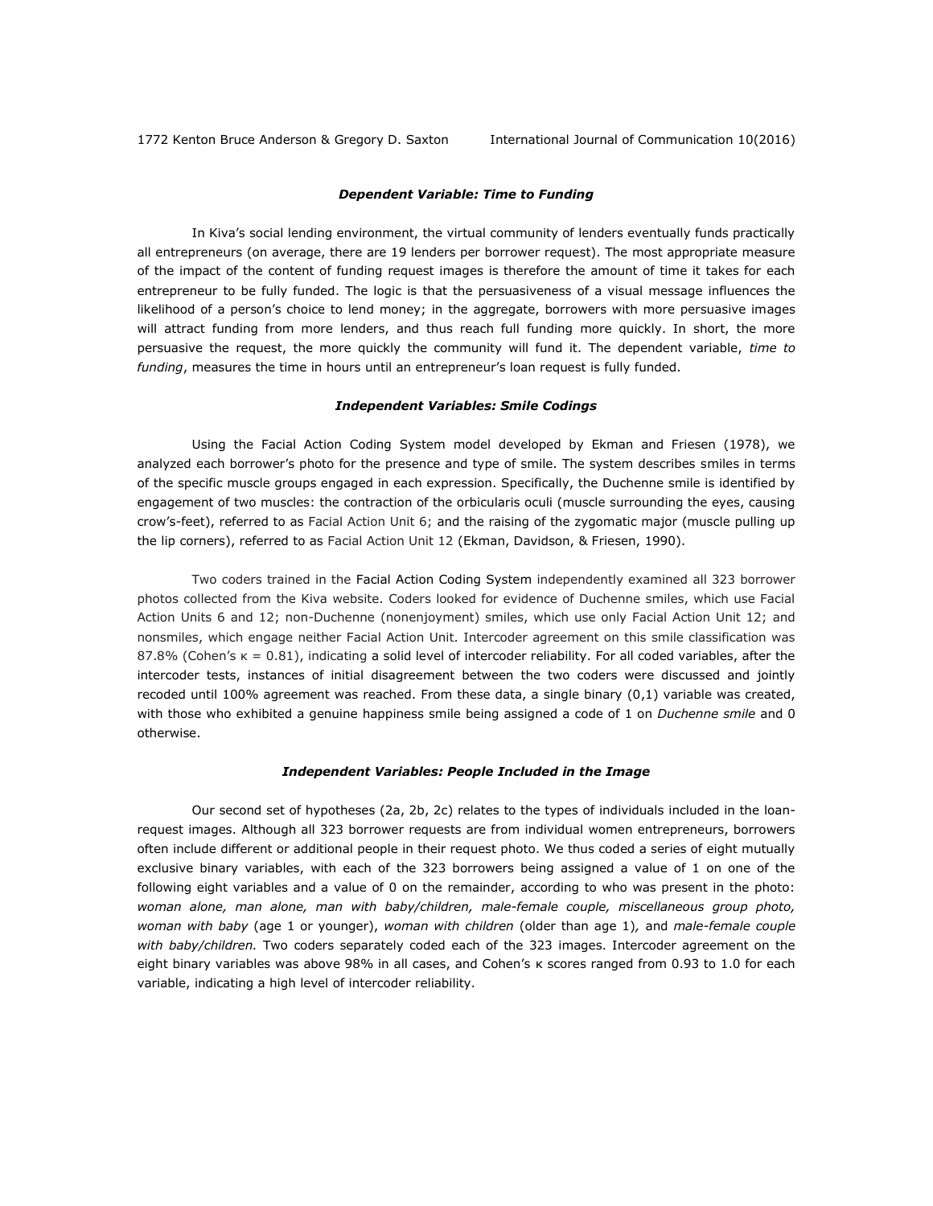### *Dependent Variable: Time to Funding*

In Kiva's social lending environment, the virtual community of lenders eventually funds practically all entrepreneurs (on average, there are 19 lenders per borrower request). The most appropriate measure of the impact of the content of funding request images is therefore the amount of time it takes for each entrepreneur to be fully funded. The logic is that the persuasiveness of a visual message influences the likelihood of a person's choice to lend money; in the aggregate, borrowers with more persuasive images will attract funding from more lenders, and thus reach full funding more quickly. In short, the more persuasive the request, the more quickly the community will fund it. The dependent variable, *time to funding*, measures the time in hours until an entrepreneur's loan request is fully funded.

### *Independent Variables: Smile Codings*

Using the Facial Action Coding System model developed by Ekman and Friesen (1978), we analyzed each borrower's photo for the presence and type of smile. The system describes smiles in terms of the specific muscle groups engaged in each expression. Specifically, the Duchenne smile is identified by engagement of two muscles: the contraction of the orbicularis oculi (muscle surrounding the eyes, causing crow's-feet), referred to as Facial Action Unit 6; and the raising of the zygomatic major (muscle pulling up the lip corners), referred to as Facial Action Unit 12 (Ekman, Davidson, & Friesen, 1990).

Two coders trained in the Facial Action Coding System independently examined all 323 borrower photos collected from the Kiva website. Coders looked for evidence of Duchenne smiles, which use Facial Action Units 6 and 12; non-Duchenne (nonenjoyment) smiles, which use only Facial Action Unit 12; and nonsmiles, which engage neither Facial Action Unit. Intercoder agreement on this smile classification was 87.8% (Cohen's $\kappa = 0.81$), indicating a solid level of intercoder reliability. For all coded variables, after the intercoder tests, instances of initial disagreement between the two coders were discussed and jointly recoded until 100% agreement was reached. From these data, a single binary (0,1) variable was created, with those who exhibited a genuine happiness smile being assigned a code of 1 on *Duchenne smile* and 0 otherwise.

### *Independent Variables: People Included in the Image*

Our second set of hypotheses (2a, 2b, 2c) relates to the types of individuals included in the loan-request images. Although all 323 borrower requests are from individual women entrepreneurs, borrowers often include different or additional people in their request photo. We thus coded a series of eight mutually exclusive binary variables, with each of the 323 borrowers being assigned a value of 1 on one of the following eight variables and a value of 0 on the remainder, according to who was present in the photo: *woman alone, man alone, man with baby/children, male-female couple, miscellaneous group photo, woman with baby* (age 1 or younger), *woman with children* (older than age 1), and *male-female couple with baby/children.* Two coders separately coded each of the 323 images. Intercoder agreement on the eight binary variables was above 98% in all cases, and Cohen's κ scores ranged from 0.93 to 1.0 for each variable, indicating a high level of intercoder reliability.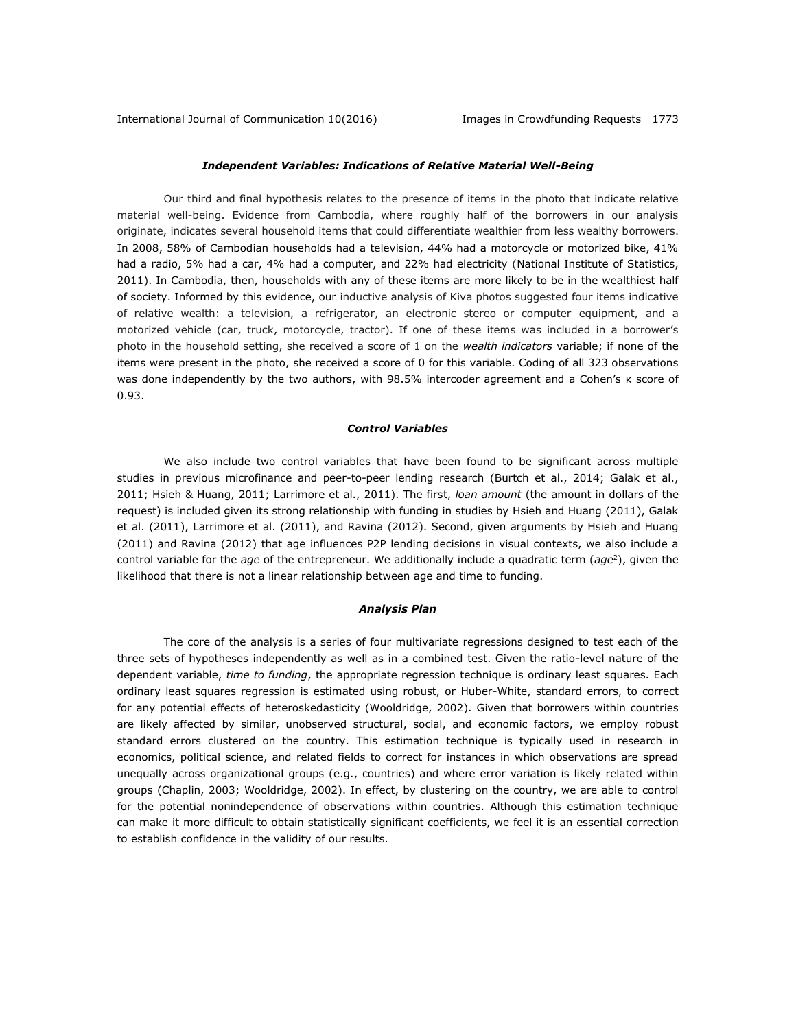### *Independent Variables: Indications of Relative Material Well-Being*

Our third and final hypothesis relates to the presence of items in the photo that indicate relative material well-being. Evidence from Cambodia, where roughly half of the borrowers in our analysis originate, indicates several household items that could differentiate wealthier from less wealthy borrowers. In 2008, 58% of Cambodian households had a television, 44% had a motorcycle or motorized bike, 41% had a radio, 5% had a car, 4% had a computer, and 22% had electricity (National Institute of Statistics, 2011). In Cambodia, then, households with any of these items are more likely to be in the wealthiest half of society. Informed by this evidence, our inductive analysis of Kiva photos suggested four items indicative of relative wealth: a television, a refrigerator, an electronic stereo or computer equipment, and a motorized vehicle (car, truck, motorcycle, tractor). If one of these items was included in a borrower's photo in the household setting, she received a score of 1 on the *wealth indicators* variable; if none of the items were present in the photo, she received a score of 0 for this variable. Coding of all 323 observations was done independently by the two authors, with 98.5% intercoder agreement and a Cohen's $\kappa$ score of 0.93.

### *Control Variables*

We also include two control variables that have been found to be significant across multiple studies in previous microfinance and peer-to-peer lending research (Burtch et al., 2014; Galak et al., 2011; Hsieh & Huang, 2011; Larrimore et al., 2011). The first, *loan amount* (the amount in dollars of the request) is included given its strong relationship with funding in studies by Hsieh and Huang (2011), Galak et al. (2011), Larrimore et al. (2011), and Ravina (2012). Second, given arguments by Hsieh and Huang (2011) and Ravina (2012) that age influences P2P lending decisions in visual contexts, we also include a control variable for the *age* of the entrepreneur. We additionally include a quadratic term (*age*$^2$), given the likelihood that there is not a linear relationship between age and time to funding.

### *Analysis Plan*

The core of the analysis is a series of four multivariate regressions designed to test each of the three sets of hypotheses independently as well as in a combined test. Given the ratio-level nature of the dependent variable, *time to funding*, the appropriate regression technique is ordinary least squares. Each ordinary least squares regression is estimated using robust, or Huber-White, standard errors, to correct for any potential effects of heteroskedasticity (Wooldridge, 2002). Given that borrowers within countries are likely affected by similar, unobserved structural, social, and economic factors, we employ robust standard errors clustered on the country. This estimation technique is typically used in research in economics, political science, and related fields to correct for instances in which observations are spread unequally across organizational groups (e.g., countries) and where error variation is likely related within groups (Chaplin, 2003; Wooldridge, 2002). In effect, by clustering on the country, we are able to control for the potential nonindependence of observations within countries. Although this estimation technique can make it more difficult to obtain statistically significant coefficients, we feel it is an essential correction to establish confidence in the validity of our results.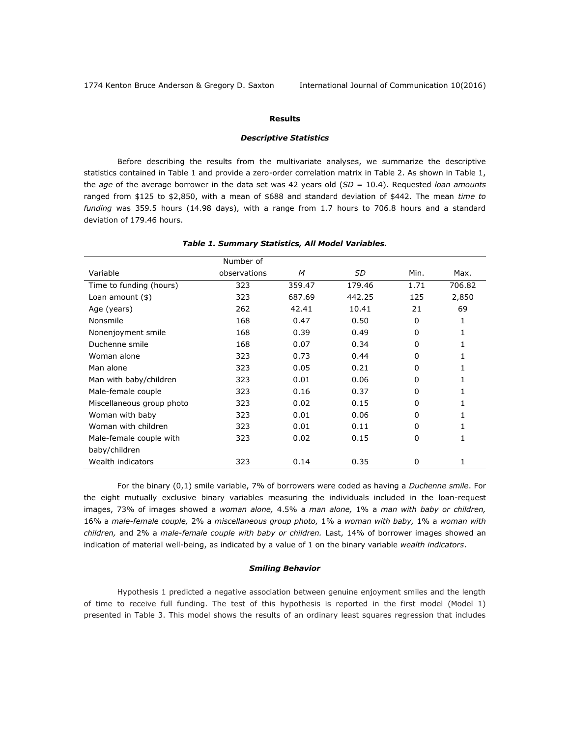## Results

### *Descriptive Statistics*

Before describing the results from the multivariate analyses, we summarize the descriptive statistics contained in Table 1 and provide a zero-order correlation matrix in Table 2. As shown in Table 1, the *age* of the average borrower in the data set was 42 years old (*SD* = 10.4). Requested *loan amounts* ranged from $125 to $2,850, with a mean of $688 and standard deviation of $442. The mean *time to funding* was 359.5 hours (14.98 days), with a range from 1.7 hours to 706.8 hours and a standard deviation of 179.46 hours.

***Table 1. Summary Statistics, All Model Variables.***

| Variable | Number of observations | *M* | *SD* | Min. | Max. |
|---|---|---|---|---|---|
| Time to funding (hours) | 323 | 359.47 | 179.46 | 1.71 | 706.82 |
| Loan amount ($) | 323 | 687.69 | 442.25 | 125 | 2,850 |
| Age (years) | 262 | 42.41 | 10.41 | 21 | 69 |
| Nonsmile | 168 | 0.47 | 0.50 | 0 | 1 |
| Nonenjoyment smile | 168 | 0.39 | 0.49 | 0 | 1 |
| Duchenne smile | 168 | 0.07 | 0.34 | 0 | 1 |
| Woman alone | 323 | 0.73 | 0.44 | 0 | 1 |
| Man alone | 323 | 0.05 | 0.21 | 0 | 1 |
| Man with baby/children | 323 | 0.01 | 0.06 | 0 | 1 |
| Male-female couple | 323 | 0.16 | 0.37 | 0 | 1 |
| Miscellaneous group photo | 323 | 0.02 | 0.15 | 0 | 1 |
| Woman with baby | 323 | 0.01 | 0.06 | 0 | 1 |
| Woman with children | 323 | 0.01 | 0.11 | 0 | 1 |
| Male-female couple with baby/children | 323 | 0.02 | 0.15 | 0 | 1 |
| Wealth indicators | 323 | 0.14 | 0.35 | 0 | 1 |

For the binary (0,1) smile variable, 7% of borrowers were coded as having a *Duchenne smile*. For the eight mutually exclusive binary variables measuring the individuals included in the loan-request images, 73% of images showed a *woman alone,* 4.5% a *man alone,* 1% a *man with baby or children,* 16% a *male-female couple,* 2% a *miscellaneous group photo,* 1% a *woman with baby,* 1% a *woman with children,* and 2% a *male-female couple with baby or children.* Last, 14% of borrower images showed an indication of material well-being, as indicated by a value of 1 on the binary variable *wealth indicators*.

### *Smiling Behavior*

Hypothesis 1 predicted a negative association between genuine enjoyment smiles and the length of time to receive full funding. The test of this hypothesis is reported in the first model (Model 1) presented in Table 3. This model shows the results of an ordinary least squares regression that includes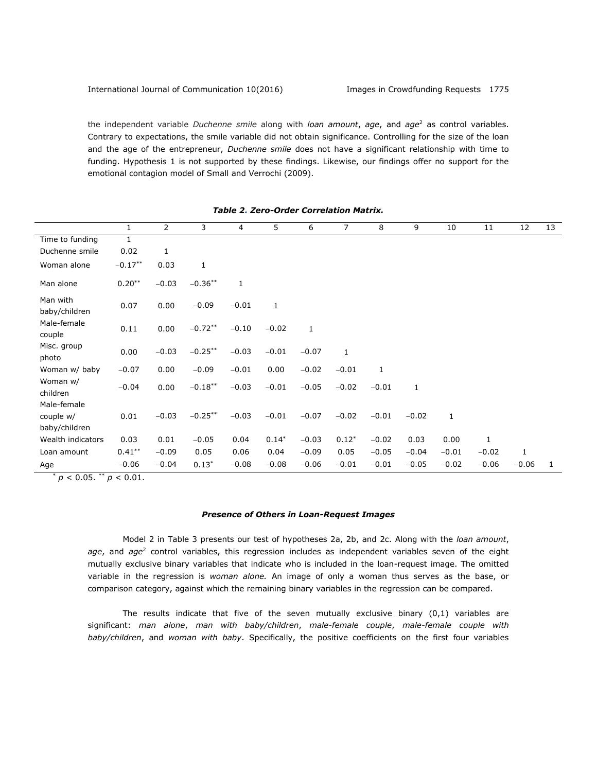the independent variable *Duchenne smile* along with *loan amount*, *age*, and *age*$^2$ as control variables. Contrary to expectations, the smile variable did not obtain significance. Controlling for the size of the loan and the age of the entrepreneur, *Duchenne smile* does not have a significant relationship with time to funding. Hypothesis 1 is not supported by these findings. Likewise, our findings offer no support for the emotional contagion model of Small and Verrochi (2009).

***Table 2. Zero-Order Correlation Matrix.***

| | 1 | 2 | 3 | 4 | 5 | 6 | 7 | 8 | 9 | 10 | 11 | 12 | 13 |
|---|---|---|---|---|---|---|---|---|---|---|---|---|---|
| Time to funding | 1 | | | | | | | | | | | | |
| Duchenne smile | 0.02 | 1 | | | | | | | | | | | |
| Woman alone | −0.17** | 0.03 | 1 | | | | | | | | | | |
| Man alone | 0.20** | −0.03 | −0.36** | 1 | | | | | | | | | |
| Man with baby/children | 0.07 | 0.00 | −0.09 | −0.01 | 1 | | | | | | | | |
| Male-female couple | 0.11 | 0.00 | −0.72** | −0.10 | −0.02 | 1 | | | | | | | |
| Misc. group photo | 0.00 | −0.03 | −0.25** | −0.03 | −0.01 | −0.07 | 1 | | | | | | |
| Woman w/ baby | −0.07 | 0.00 | −0.09 | −0.01 | 0.00 | −0.02 | −0.01 | 1 | | | | | |
| Woman w/ children | −0.04 | 0.00 | −0.18** | −0.03 | −0.01 | −0.05 | −0.02 | −0.01 | 1 | | | | |
| Male-female couple w/ baby/children | 0.01 | −0.03 | −0.25** | −0.03 | −0.01 | −0.07 | −0.02 | −0.01 | −0.02 | 1 | | | |
| Wealth indicators | 0.03 | 0.01 | −0.05 | 0.04 | 0.14* | −0.03 | 0.12* | −0.02 | 0.03 | 0.00 | 1 | | |
| Loan amount | 0.41** | −0.09 | 0.05 | 0.06 | 0.04 | −0.09 | 0.05 | −0.05 | −0.04 | −0.01 | −0.02 | 1 | |
| Age | −0.06 | −0.04 | 0.13* | −0.08 | −0.08 | −0.06 | −0.01 | −0.01 | −0.05 | −0.02 | −0.06 | −0.06 | 1 |

* $p < 0.05$. ** $p < 0.01$.

### *Presence of Others in Loan-Request Images*

Model 2 in Table 3 presents our test of hypotheses 2a, 2b, and 2c. Along with the *loan amount*, *age*, and *age*$^2$ control variables, this regression includes as independent variables seven of the eight mutually exclusive binary variables that indicate who is included in the loan-request image. The omitted variable in the regression is *woman alone.* An image of only a woman thus serves as the base, or comparison category, against which the remaining binary variables in the regression can be compared.

The results indicate that five of the seven mutually exclusive binary (0,1) variables are significant: *man alone*, *man with baby/children*, *male-female couple*, *male-female couple with baby/children*, and *woman with baby*. Specifically, the positive coefficients on the first four variables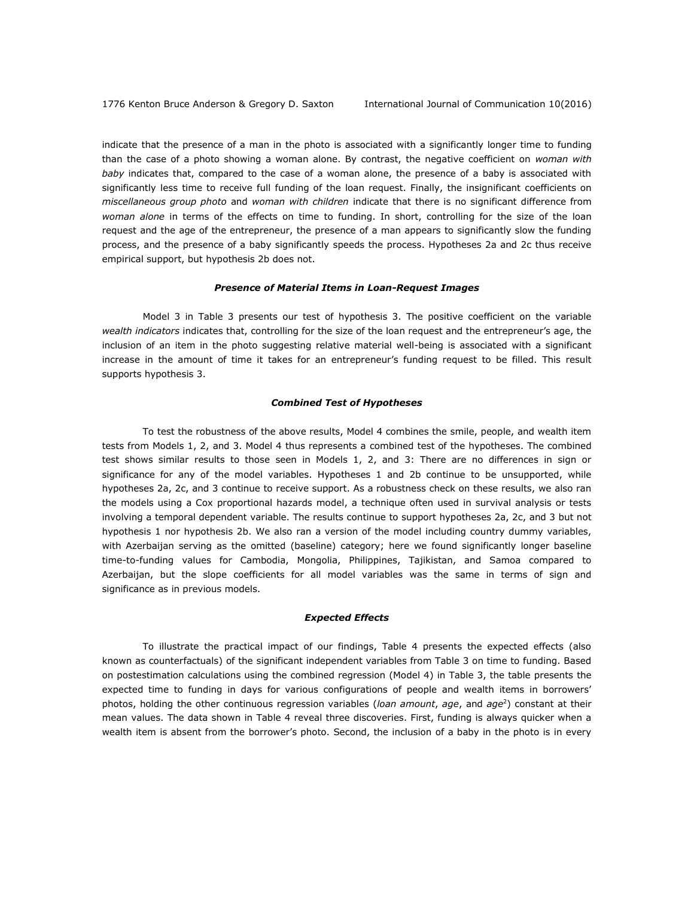indicate that the presence of a man in the photo is associated with a significantly longer time to funding than the case of a photo showing a woman alone. By contrast, the negative coefficient on *woman with baby* indicates that, compared to the case of a woman alone, the presence of a baby is associated with significantly less time to receive full funding of the loan request. Finally, the insignificant coefficients on *miscellaneous group photo* and *woman with children* indicate that there is no significant difference from *woman alone* in terms of the effects on time to funding. In short, controlling for the size of the loan request and the age of the entrepreneur, the presence of a man appears to significantly slow the funding process, and the presence of a baby significantly speeds the process. Hypotheses 2a and 2c thus receive empirical support, but hypothesis 2b does not.

#### *Presence of Material Items in Loan-Request Images*

Model 3 in Table 3 presents our test of hypothesis 3. The positive coefficient on the variable *wealth indicators* indicates that, controlling for the size of the loan request and the entrepreneur's age, the inclusion of an item in the photo suggesting relative material well-being is associated with a significant increase in the amount of time it takes for an entrepreneur's funding request to be filled. This result supports hypothesis 3.

#### *Combined Test of Hypotheses*

To test the robustness of the above results, Model 4 combines the smile, people, and wealth item tests from Models 1, 2, and 3. Model 4 thus represents a combined test of the hypotheses. The combined test shows similar results to those seen in Models 1, 2, and 3: There are no differences in sign or significance for any of the model variables. Hypotheses 1 and 2b continue to be unsupported, while hypotheses 2a, 2c, and 3 continue to receive support. As a robustness check on these results, we also ran the models using a Cox proportional hazards model, a technique often used in survival analysis or tests involving a temporal dependent variable. The results continue to support hypotheses 2a, 2c, and 3 but not hypothesis 1 nor hypothesis 2b. We also ran a version of the model including country dummy variables, with Azerbaijan serving as the omitted (baseline) category; here we found significantly longer baseline time-to-funding values for Cambodia, Mongolia, Philippines, Tajikistan, and Samoa compared to Azerbaijan, but the slope coefficients for all model variables was the same in terms of sign and significance as in previous models.

#### *Expected Effects*

To illustrate the practical impact of our findings, Table 4 presents the expected effects (also known as counterfactuals) of the significant independent variables from Table 3 on time to funding. Based on postestimation calculations using the combined regression (Model 4) in Table 3, the table presents the expected time to funding in days for various configurations of people and wealth items in borrowers' photos, holding the other continuous regression variables (*loan amount*, *age*, and *age*$^2$) constant at their mean values. The data shown in Table 4 reveal three discoveries. First, funding is always quicker when a wealth item is absent from the borrower's photo. Second, the inclusion of a baby in the photo is in every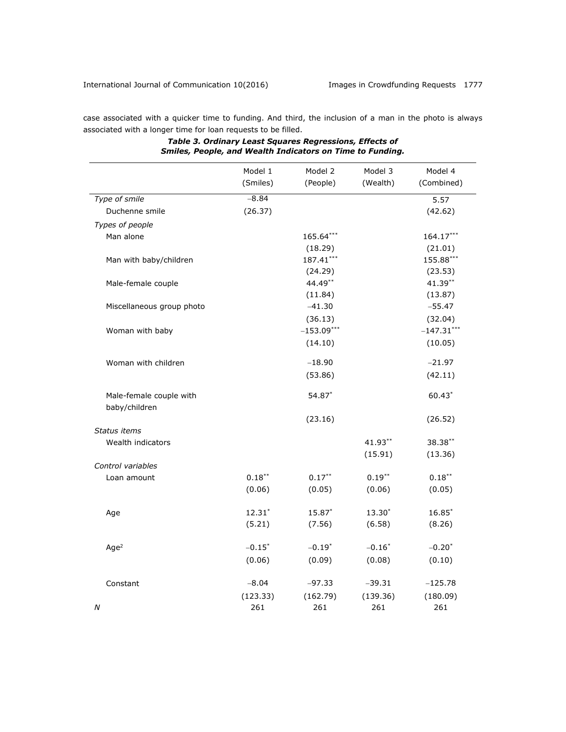case associated with a quicker time to funding. And third, the inclusion of a man in the photo is always associated with a longer time for loan requests to be filled.

***Table 3. Ordinary Least Squares Regressions, Effects of Smiles, People, and Wealth Indicators on Time to Funding.***

| | Model 1 (Smiles) | Model 2 (People) | Model 3 (Wealth) | Model 4 (Combined) |
|---|---|---|---|---|
| *Type of smile* | | | | |
| Duchenne smile | −8.84 | | | 5.57 |
| | (26.37) | | | (42.62) |
| *Types of people* | | | | |
| Man alone | | 165.64*** | | 164.17*** |
| | | (18.29) | | (21.01) |
| Man with baby/children | | 187.41*** | | 155.88*** |
| | | (24.29) | | (23.53) |
| Male-female couple | | 44.49** | | 41.39** |
| | | (11.84) | | (13.87) |
| Miscellaneous group photo | | −41.30 | | −55.47 |
| | | (36.13) | | (32.04) |
| Woman with baby | | −153.09*** | | −147.31*** |
| | | (14.10) | | (10.05) |
| Woman with children | | −18.90 | | −21.97 |
| | | (53.86) | | (42.11) |
| Male-female couple with baby/children | | 54.87* | | 60.43* |
| | | (23.16) | | (26.52) |
| *Status items* | | | | |
| Wealth indicators | | | 41.93** | 38.38** |
| | | | (15.91) | (13.36) |
| *Control variables* | | | | |
| Loan amount | 0.18** | 0.17** | 0.19** | 0.18** |
| | (0.06) | (0.05) | (0.06) | (0.05) |
| Age | 12.31* | 15.87* | 13.30* | 16.85* |
| | (5.21) | (7.56) | (6.58) | (8.26) |
| $Age^2$ | −0.15* | −0.19* | −0.16* | −0.20* |
| | (0.06) | (0.09) | (0.08) | (0.10) |
| Constant | −8.04 | −97.33 | −39.31 | −125.78 |
| | (123.33) | (162.79) | (139.36) | (180.09) |
| *N* | 261 | 261 | 261 | 261 |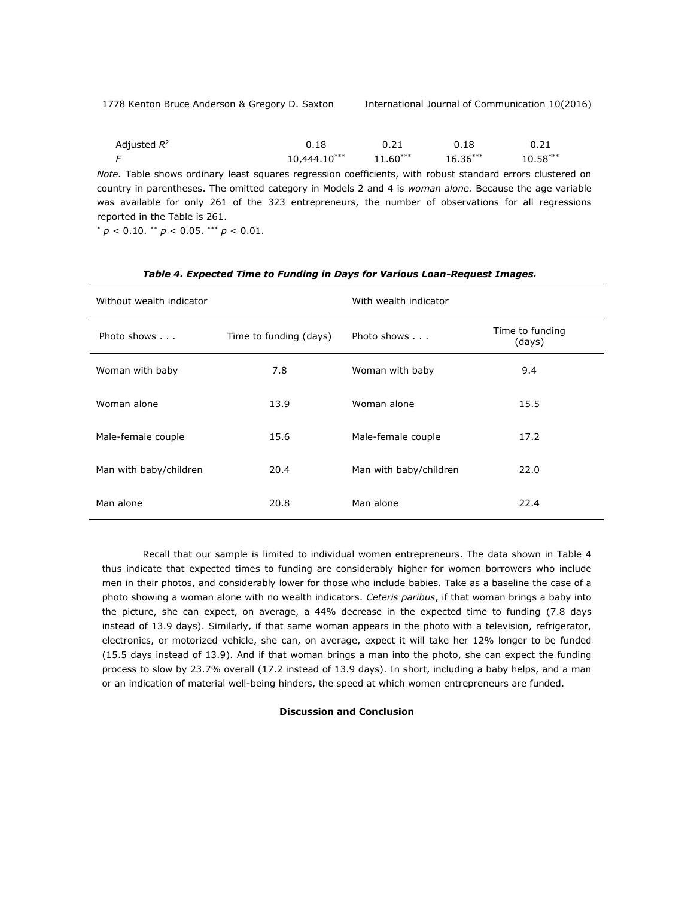| | | | | |
|---|---|---|---|---|
| Adjusted $R^2$ | 0.18 | 0.21 | 0.18 | 0.21 |
| $F$ | 10,444.10*** | 11.60*** | 16.36*** | 10.58*** |

*Note.* Table shows ordinary least squares regression coefficients, with robust standard errors clustered on country in parentheses. The omitted category in Models 2 and 4 is *woman alone.* Because the age variable was available for only 261 of the 323 entrepreneurs, the number of observations for all regressions reported in the Table is 261.

\* $p < 0.10$. ** $p < 0.05$. *** $p < 0.01$.

***Table 4. Expected Time to Funding in Days for Various Loan-Request Images.***

| Without wealth indicator | | With wealth indicator | |
|---|---|---|---|
| Photo shows . . . | Time to funding (days) | Photo shows . . . | Time to funding (days) |
| Woman with baby | 7.8 | Woman with baby | 9.4 |
| Woman alone | 13.9 | Woman alone | 15.5 |
| Male-female couple | 15.6 | Male-female couple | 17.2 |
| Man with baby/children | 20.4 | Man with baby/children | 22.0 |
| Man alone | 20.8 | Man alone | 22.4 |

Recall that our sample is limited to individual women entrepreneurs. The data shown in Table 4 thus indicate that expected times to funding are considerably higher for women borrowers who include men in their photos, and considerably lower for those who include babies. Take as a baseline the case of a photo showing a woman alone with no wealth indicators. *Ceteris paribus*, if that woman brings a baby into the picture, she can expect, on average, a 44% decrease in the expected time to funding (7.8 days instead of 13.9 days). Similarly, if that same woman appears in the photo with a television, refrigerator, electronics, or motorized vehicle, she can, on average, expect it will take her 12% longer to be funded (15.5 days instead of 13.9). And if that woman brings a man into the photo, she can expect the funding process to slow by 23.7% overall (17.2 instead of 13.9 days). In short, including a baby helps, and a man or an indication of material well-being hinders, the speed at which women entrepreneurs are funded.

## Discussion and Conclusion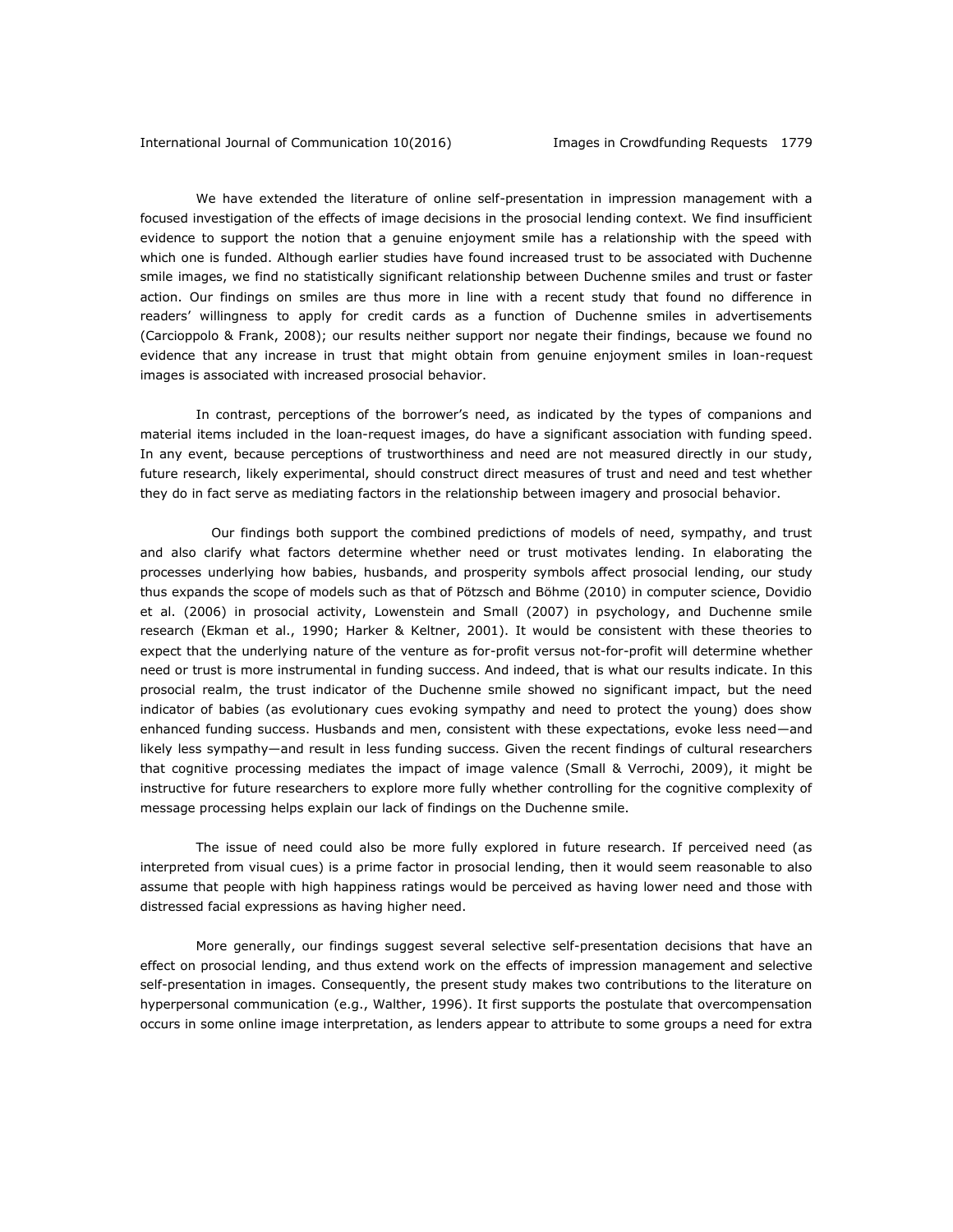We have extended the literature of online self-presentation in impression management with a focused investigation of the effects of image decisions in the prosocial lending context. We find insufficient evidence to support the notion that a genuine enjoyment smile has a relationship with the speed with which one is funded. Although earlier studies have found increased trust to be associated with Duchenne smile images, we find no statistically significant relationship between Duchenne smiles and trust or faster action. Our findings on smiles are thus more in line with a recent study that found no difference in readers' willingness to apply for credit cards as a function of Duchenne smiles in advertisements (Carcioppolo & Frank, 2008); our results neither support nor negate their findings, because we found no evidence that any increase in trust that might obtain from genuine enjoyment smiles in loan-request images is associated with increased prosocial behavior.

In contrast, perceptions of the borrower's need, as indicated by the types of companions and material items included in the loan-request images, do have a significant association with funding speed. In any event, because perceptions of trustworthiness and need are not measured directly in our study, future research, likely experimental, should construct direct measures of trust and need and test whether they do in fact serve as mediating factors in the relationship between imagery and prosocial behavior.

Our findings both support the combined predictions of models of need, sympathy, and trust and also clarify what factors determine whether need or trust motivates lending. In elaborating the processes underlying how babies, husbands, and prosperity symbols affect prosocial lending, our study thus expands the scope of models such as that of Pötzsch and Böhme (2010) in computer science, Dovidio et al. (2006) in prosocial activity, Lowenstein and Small (2007) in psychology, and Duchenne smile research (Ekman et al., 1990; Harker & Keltner, 2001). It would be consistent with these theories to expect that the underlying nature of the venture as for-profit versus not-for-profit will determine whether need or trust is more instrumental in funding success. And indeed, that is what our results indicate. In this prosocial realm, the trust indicator of the Duchenne smile showed no significant impact, but the need indicator of babies (as evolutionary cues evoking sympathy and need to protect the young) does show enhanced funding success. Husbands and men, consistent with these expectations, evoke less need—and likely less sympathy—and result in less funding success. Given the recent findings of cultural researchers that cognitive processing mediates the impact of image valence (Small & Verrochi, 2009), it might be instructive for future researchers to explore more fully whether controlling for the cognitive complexity of message processing helps explain our lack of findings on the Duchenne smile.

The issue of need could also be more fully explored in future research. If perceived need (as interpreted from visual cues) is a prime factor in prosocial lending, then it would seem reasonable to also assume that people with high happiness ratings would be perceived as having lower need and those with distressed facial expressions as having higher need.

More generally, our findings suggest several selective self-presentation decisions that have an effect on prosocial lending, and thus extend work on the effects of impression management and selective self-presentation in images. Consequently, the present study makes two contributions to the literature on hyperpersonal communication (e.g., Walther, 1996). It first supports the postulate that overcompensation occurs in some online image interpretation, as lenders appear to attribute to some groups a need for extra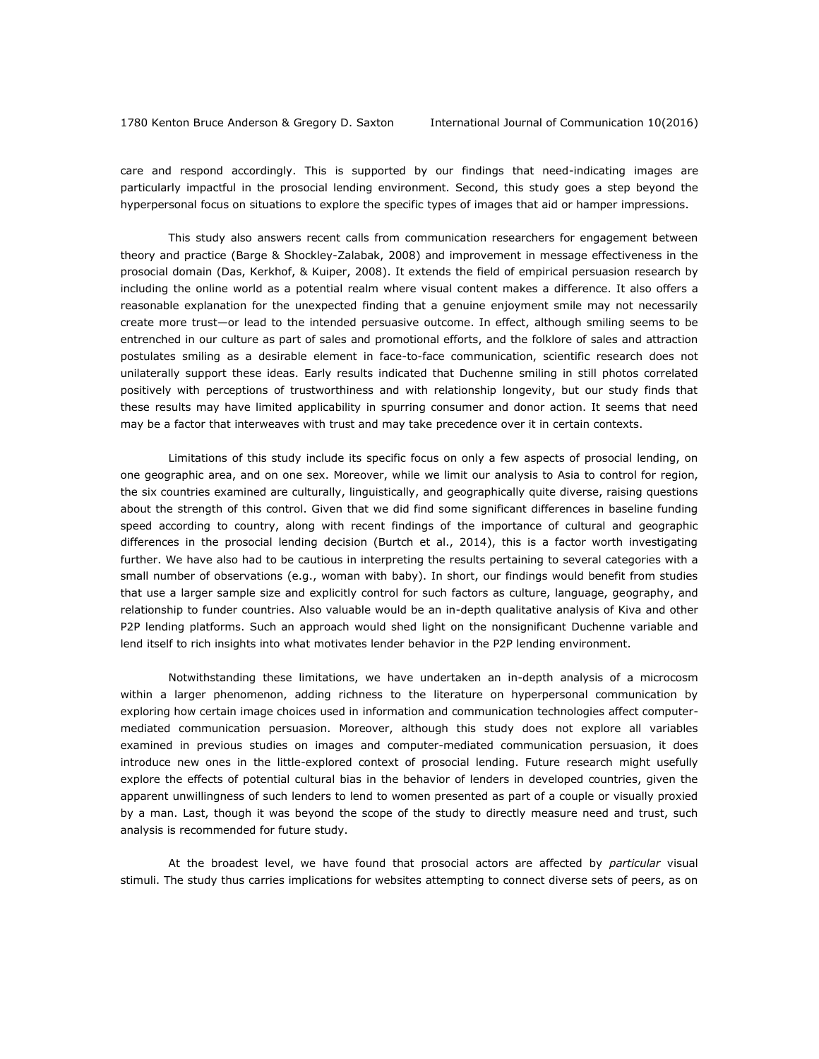care and respond accordingly. This is supported by our findings that need-indicating images are particularly impactful in the prosocial lending environment. Second, this study goes a step beyond the hyperpersonal focus on situations to explore the specific types of images that aid or hamper impressions.

This study also answers recent calls from communication researchers for engagement between theory and practice (Barge & Shockley-Zalabak, 2008) and improvement in message effectiveness in the prosocial domain (Das, Kerkhof, & Kuiper, 2008). It extends the field of empirical persuasion research by including the online world as a potential realm where visual content makes a difference. It also offers a reasonable explanation for the unexpected finding that a genuine enjoyment smile may not necessarily create more trust—or lead to the intended persuasive outcome. In effect, although smiling seems to be entrenched in our culture as part of sales and promotional efforts, and the folklore of sales and attraction postulates smiling as a desirable element in face-to-face communication, scientific research does not unilaterally support these ideas. Early results indicated that Duchenne smiling in still photos correlated positively with perceptions of trustworthiness and with relationship longevity, but our study finds that these results may have limited applicability in spurring consumer and donor action. It seems that need may be a factor that interweaves with trust and may take precedence over it in certain contexts.

Limitations of this study include its specific focus on only a few aspects of prosocial lending, on one geographic area, and on one sex. Moreover, while we limit our analysis to Asia to control for region, the six countries examined are culturally, linguistically, and geographically quite diverse, raising questions about the strength of this control. Given that we did find some significant differences in baseline funding speed according to country, along with recent findings of the importance of cultural and geographic differences in the prosocial lending decision (Burtch et al., 2014), this is a factor worth investigating further. We have also had to be cautious in interpreting the results pertaining to several categories with a small number of observations (e.g., woman with baby). In short, our findings would benefit from studies that use a larger sample size and explicitly control for such factors as culture, language, geography, and relationship to funder countries. Also valuable would be an in-depth qualitative analysis of Kiva and other P2P lending platforms. Such an approach would shed light on the nonsignificant Duchenne variable and lend itself to rich insights into what motivates lender behavior in the P2P lending environment.

Notwithstanding these limitations, we have undertaken an in-depth analysis of a microcosm within a larger phenomenon, adding richness to the literature on hyperpersonal communication by exploring how certain image choices used in information and communication technologies affect computer-mediated communication persuasion. Moreover, although this study does not explore all variables examined in previous studies on images and computer-mediated communication persuasion, it does introduce new ones in the little-explored context of prosocial lending. Future research might usefully explore the effects of potential cultural bias in the behavior of lenders in developed countries, given the apparent unwillingness of such lenders to lend to women presented as part of a couple or visually proxied by a man. Last, though it was beyond the scope of the study to directly measure need and trust, such analysis is recommended for future study.

At the broadest level, we have found that prosocial actors are affected by *particular* visual stimuli. The study thus carries implications for websites attempting to connect diverse sets of peers, as on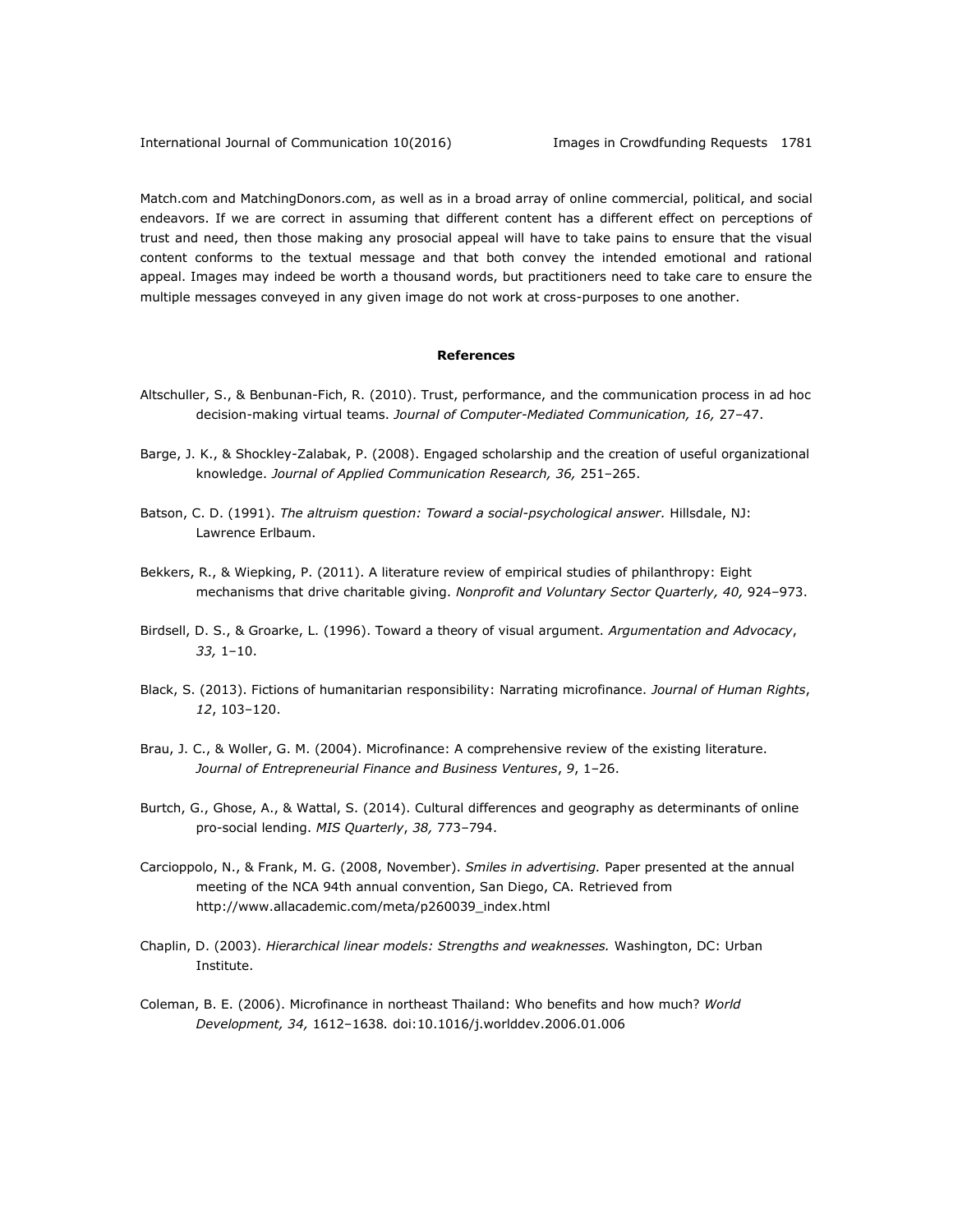Match.com and MatchingDonors.com, as well as in a broad array of online commercial, political, and social endeavors. If we are correct in assuming that different content has a different effect on perceptions of trust and need, then those making any prosocial appeal will have to take pains to ensure that the visual content conforms to the textual message and that both convey the intended emotional and rational appeal. Images may indeed be worth a thousand words, but practitioners need to take care to ensure the multiple messages conveyed in any given image do not work at cross-purposes to one another.

## References

Altschuller, S., & Benbunan-Fich, R. (2010). Trust, performance, and the communication process in ad hoc decision-making virtual teams. *Journal of Computer-Mediated Communication, 16,* 27–47.

Barge, J. K., & Shockley-Zalabak, P. (2008). Engaged scholarship and the creation of useful organizational knowledge. *Journal of Applied Communication Research, 36,* 251–265.

Batson, C. D. (1991). *The altruism question: Toward a social-psychological answer.* Hillsdale, NJ: Lawrence Erlbaum.

Bekkers, R., & Wiepking, P. (2011). A literature review of empirical studies of philanthropy: Eight mechanisms that drive charitable giving. *Nonprofit and Voluntary Sector Quarterly, 40,* 924–973.

Birdsell, D. S., & Groarke, L. (1996). Toward a theory of visual argument. *Argumentation and Advocacy*, *33,* 1–10.

Black, S. (2013). Fictions of humanitarian responsibility: Narrating microfinance. *Journal of Human Rights*, *12*, 103–120.

Brau, J. C., & Woller, G. M. (2004). Microfinance: A comprehensive review of the existing literature. *Journal of Entrepreneurial Finance and Business Ventures*, *9*, 1–26.

Burtch, G., Ghose, A., & Wattal, S. (2014). Cultural differences and geography as determinants of online pro-social lending. *MIS Quarterly*, *38,* 773–794.

Carcioppolo, N., & Frank, M. G. (2008, November). *Smiles in advertising.* Paper presented at the annual meeting of the NCA 94th annual convention, San Diego, CA. Retrieved from http://www.allacademic.com/meta/p260039_index.html

Chaplin, D. (2003). *Hierarchical linear models: Strengths and weaknesses.* Washington, DC: Urban Institute.

Coleman, B. E. (2006). Microfinance in northeast Thailand: Who benefits and how much? *World Development, 34,* 1612–1638*.* doi:10.1016/j.worlddev.2006.01.006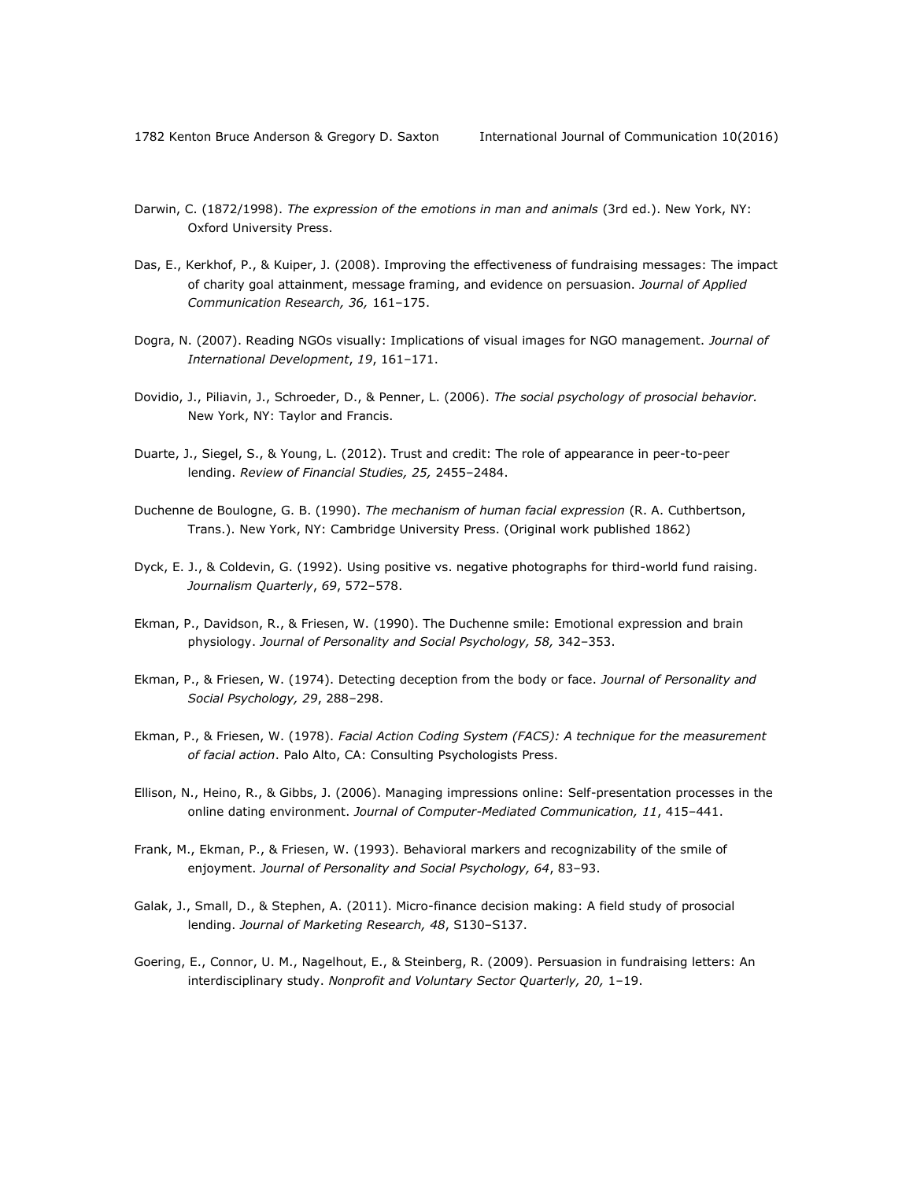Darwin, C. (1872/1998). *The expression of the emotions in man and animals* (3rd ed.). New York, NY: Oxford University Press.

Das, E., Kerkhof, P., & Kuiper, J. (2008). Improving the effectiveness of fundraising messages: The impact of charity goal attainment, message framing, and evidence on persuasion. *Journal of Applied Communication Research, 36,* 161–175.

Dogra, N. (2007). Reading NGOs visually: Implications of visual images for NGO management. *Journal of International Development*, *19*, 161–171.

Dovidio, J., Piliavin, J., Schroeder, D., & Penner, L. (2006). *The social psychology of prosocial behavior.* New York, NY: Taylor and Francis.

Duarte, J., Siegel, S., & Young, L. (2012). Trust and credit: The role of appearance in peer-to-peer lending. *Review of Financial Studies, 25,* 2455–2484.

Duchenne de Boulogne, G. B. (1990). *The mechanism of human facial expression* (R. A. Cuthbertson, Trans.). New York, NY: Cambridge University Press. (Original work published 1862)

Dyck, E. J., & Coldevin, G. (1992). Using positive vs. negative photographs for third-world fund raising. *Journalism Quarterly*, *69*, 572–578.

Ekman, P., Davidson, R., & Friesen, W. (1990). The Duchenne smile: Emotional expression and brain physiology. *Journal of Personality and Social Psychology, 58,* 342–353.

Ekman, P., & Friesen, W. (1974). Detecting deception from the body or face. *Journal of Personality and Social Psychology, 29*, 288–298.

Ekman, P., & Friesen, W. (1978). *Facial Action Coding System (FACS): A technique for the measurement of facial action*. Palo Alto, CA: Consulting Psychologists Press.

Ellison, N., Heino, R., & Gibbs, J. (2006). Managing impressions online: Self-presentation processes in the online dating environment. *Journal of Computer-Mediated Communication, 11*, 415–441.

Frank, M., Ekman, P., & Friesen, W. (1993). Behavioral markers and recognizability of the smile of enjoyment. *Journal of Personality and Social Psychology, 64*, 83–93.

Galak, J., Small, D., & Stephen, A. (2011). Micro-finance decision making: A field study of prosocial lending. *Journal of Marketing Research, 48*, S130–S137.

Goering, E., Connor, U. M., Nagelhout, E., & Steinberg, R. (2009). Persuasion in fundraising letters: An interdisciplinary study. *Nonprofit and Voluntary Sector Quarterly, 20,* 1–19.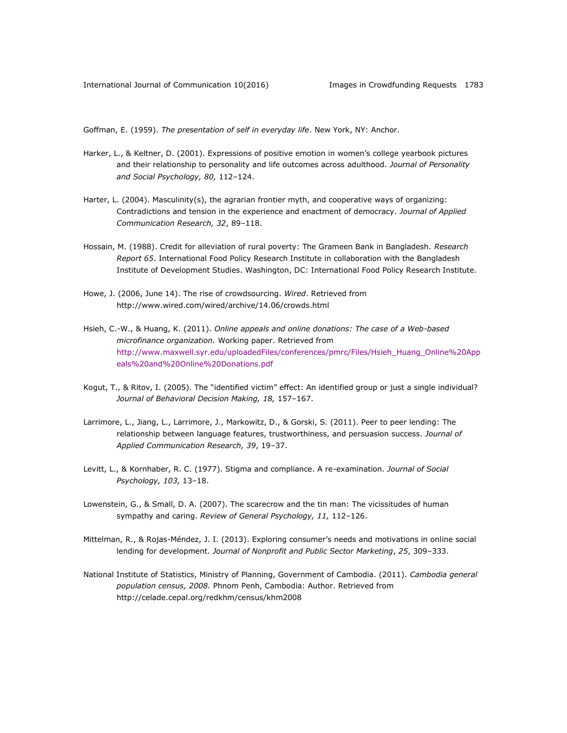Goffman, E. (1959). *The presentation of self in everyday life*. New York, NY: Anchor.

Harker, L., & Keltner, D. (2001). Expressions of positive emotion in women's college yearbook pictures and their relationship to personality and life outcomes across adulthood. *Journal of Personality and Social Psychology, 80,* 112–124.

Harter, L. (2004). Masculinity(s), the agrarian frontier myth, and cooperative ways of organizing: Contradictions and tension in the experience and enactment of democracy. *Journal of Applied Communication Research, 32*, 89–118.

Hossain, M. (1988). Credit for alleviation of rural poverty: The Grameen Bank in Bangladesh. *Research Report 65*. International Food Policy Research Institute in collaboration with the Bangladesh Institute of Development Studies. Washington, DC: International Food Policy Research Institute.

Howe, J. (2006, June 14). The rise of crowdsourcing. *Wired*. Retrieved from http://www.wired.com/wired/archive/14.06/crowds.html

Hsieh, C.-W., & Huang, K. (2011). *Online appeals and online donations: The case of a Web-based microfinance organization.* Working paper. Retrieved from http://www.maxwell.syr.edu/uploadedFiles/conferences/pmrc/Files/Hsieh_Huang_Online%20Appeals%20and%20Online%20Donations.pdf

Kogut, T., & Ritov, I. (2005). The "identified victim" effect: An identified group or just a single individual? *Journal of Behavioral Decision Making, 18,* 157–167.

Larrimore, L., Jiang, L., Larrimore, J., Markowitz, D., & Gorski, S. (2011). Peer to peer lending: The relationship between language features, trustworthiness, and persuasion success. *Journal of Applied Communication Research, 39*, 19–37.

Levitt, L., & Kornhaber, R. C. (1977). Stigma and compliance. A re-examination. *Journal of Social Psychology, 103,* 13–18.

Lowenstein, G., & Small, D. A. (2007). The scarecrow and the tin man: The vicissitudes of human sympathy and caring. *Review of General Psychology, 11,* 112–126.

Mittelman, R., & Rojas-Méndez, J. I. (2013). Exploring consumer's needs and motivations in online social lending for development. *Journal of Nonprofit and Public Sector Marketing*, *25*, 309–333.

National Institute of Statistics, Ministry of Planning, Government of Cambodia. (2011). *Cambodia general population census, 2008.* Phnom Penh, Cambodia: Author. Retrieved from http://celade.cepal.org/redkhm/census/khm2008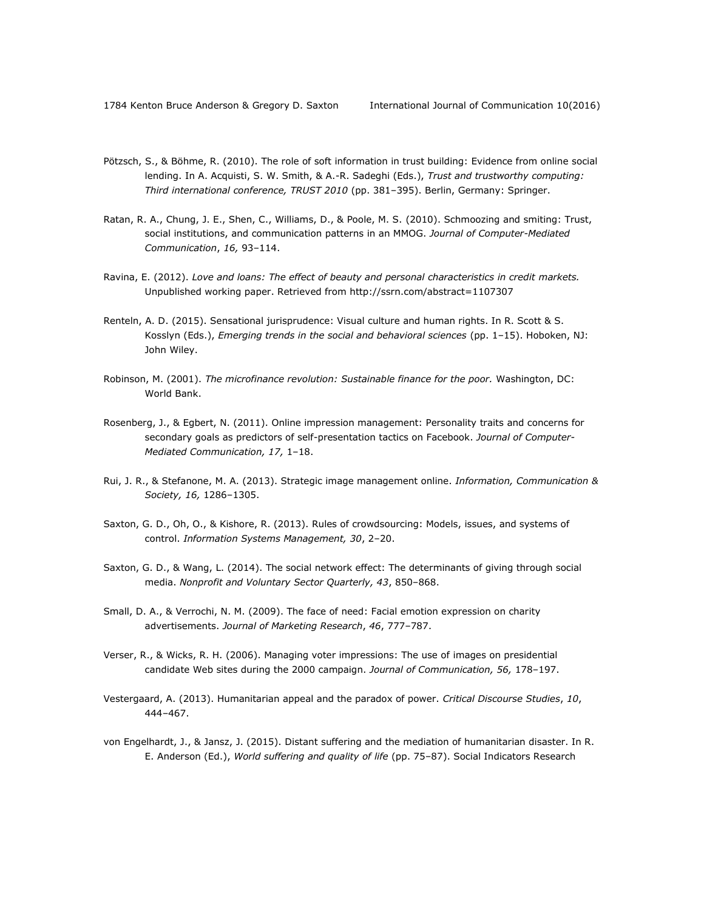Pötzsch, S., & Böhme, R. (2010). The role of soft information in trust building: Evidence from online social lending. In A. Acquisti, S. W. Smith, & A.-R. Sadeghi (Eds.), *Trust and trustworthy computing: Third international conference, TRUST 2010* (pp. 381–395). Berlin, Germany: Springer.

Ratan, R. A., Chung, J. E., Shen, C., Williams, D., & Poole, M. S. (2010). Schmoozing and smiting: Trust, social institutions, and communication patterns in an MMOG. *Journal of Computer-Mediated Communication*, *16,* 93–114.

Ravina, E. (2012). *Love and loans: The effect of beauty and personal characteristics in credit markets.* Unpublished working paper. Retrieved from http://ssrn.com/abstract=1107307

Renteln, A. D. (2015). Sensational jurisprudence: Visual culture and human rights. In R. Scott & S. Kosslyn (Eds.), *Emerging trends in the social and behavioral sciences* (pp. 1–15). Hoboken, NJ: John Wiley.

Robinson, M. (2001). *The microfinance revolution: Sustainable finance for the poor.* Washington, DC: World Bank.

Rosenberg, J., & Egbert, N. (2011). Online impression management: Personality traits and concerns for secondary goals as predictors of self-presentation tactics on Facebook. *Journal of Computer-Mediated Communication, 17,* 1–18.

Rui, J. R., & Stefanone, M. A. (2013). Strategic image management online. *Information, Communication & Society, 16,* 1286–1305.

Saxton, G. D., Oh, O., & Kishore, R. (2013). Rules of crowdsourcing: Models, issues, and systems of control. *Information Systems Management, 30*, 2–20.

Saxton, G. D., & Wang, L. (2014). The social network effect: The determinants of giving through social media. *Nonprofit and Voluntary Sector Quarterly, 43*, 850–868.

Small, D. A., & Verrochi, N. M. (2009). The face of need: Facial emotion expression on charity advertisements. *Journal of Marketing Research*, *46*, 777–787.

Verser, R., & Wicks, R. H. (2006). Managing voter impressions: The use of images on presidential candidate Web sites during the 2000 campaign. *Journal of Communication, 56,* 178–197.

Vestergaard, A. (2013). Humanitarian appeal and the paradox of power. *Critical Discourse Studies*, *10*, 444–467.

von Engelhardt, J., & Jansz, J. (2015). Distant suffering and the mediation of humanitarian disaster. In R. E. Anderson (Ed.), *World suffering and quality of life* (pp. 75–87). Social Indicators Research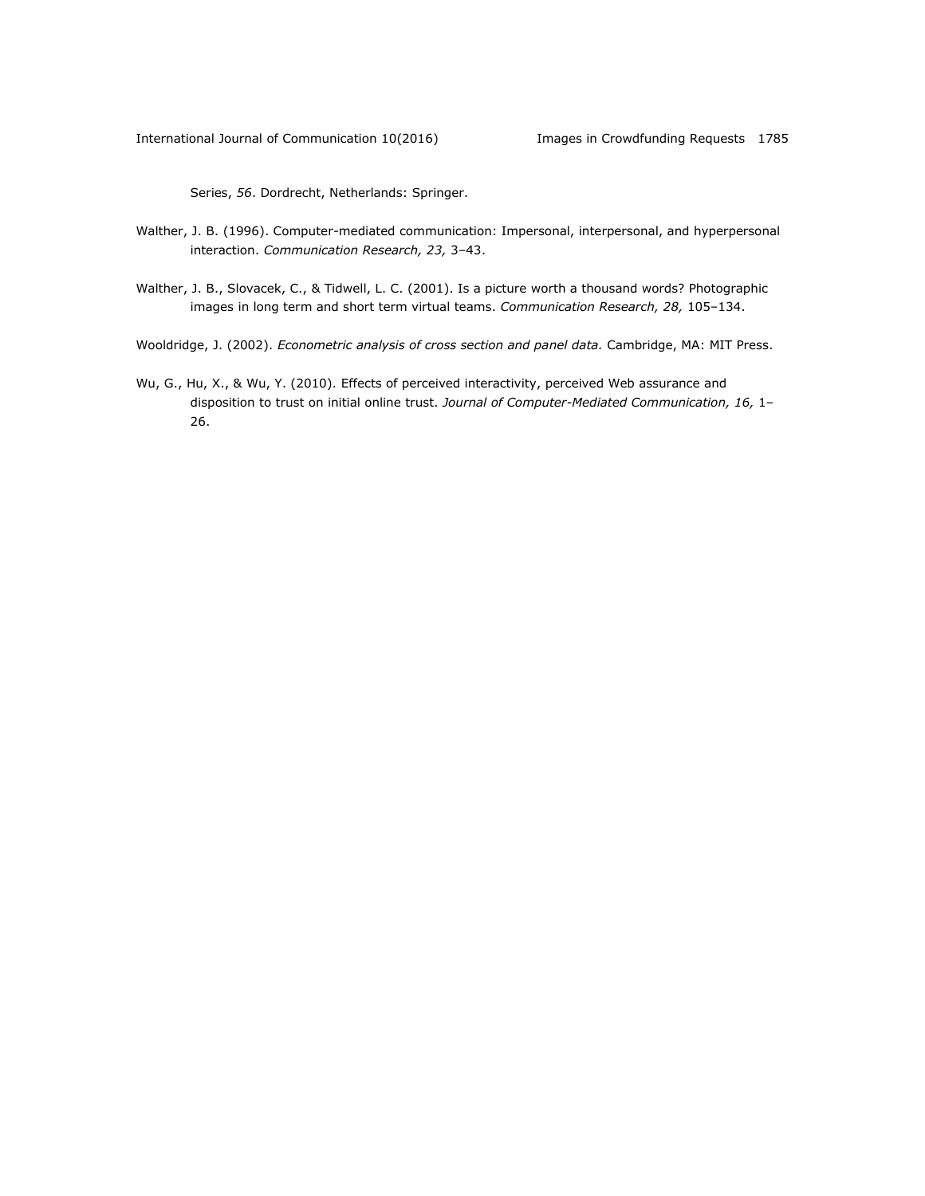Series, *56*. Dordrecht, Netherlands: Springer.

Walther, J. B. (1996). Computer-mediated communication: Impersonal, interpersonal, and hyperpersonal interaction. *Communication Research, 23,* 3–43.

Walther, J. B., Slovacek, C., & Tidwell, L. C. (2001). Is a picture worth a thousand words? Photographic images in long term and short term virtual teams. *Communication Research, 28,* 105–134.

Wooldridge, J. (2002). *Econometric analysis of cross section and panel data.* Cambridge, MA: MIT Press.

Wu, G., Hu, X., & Wu, Y. (2010). Effects of perceived interactivity, perceived Web assurance and disposition to trust on initial online trust. *Journal of Computer-Mediated Communication, 16,* 1–26.